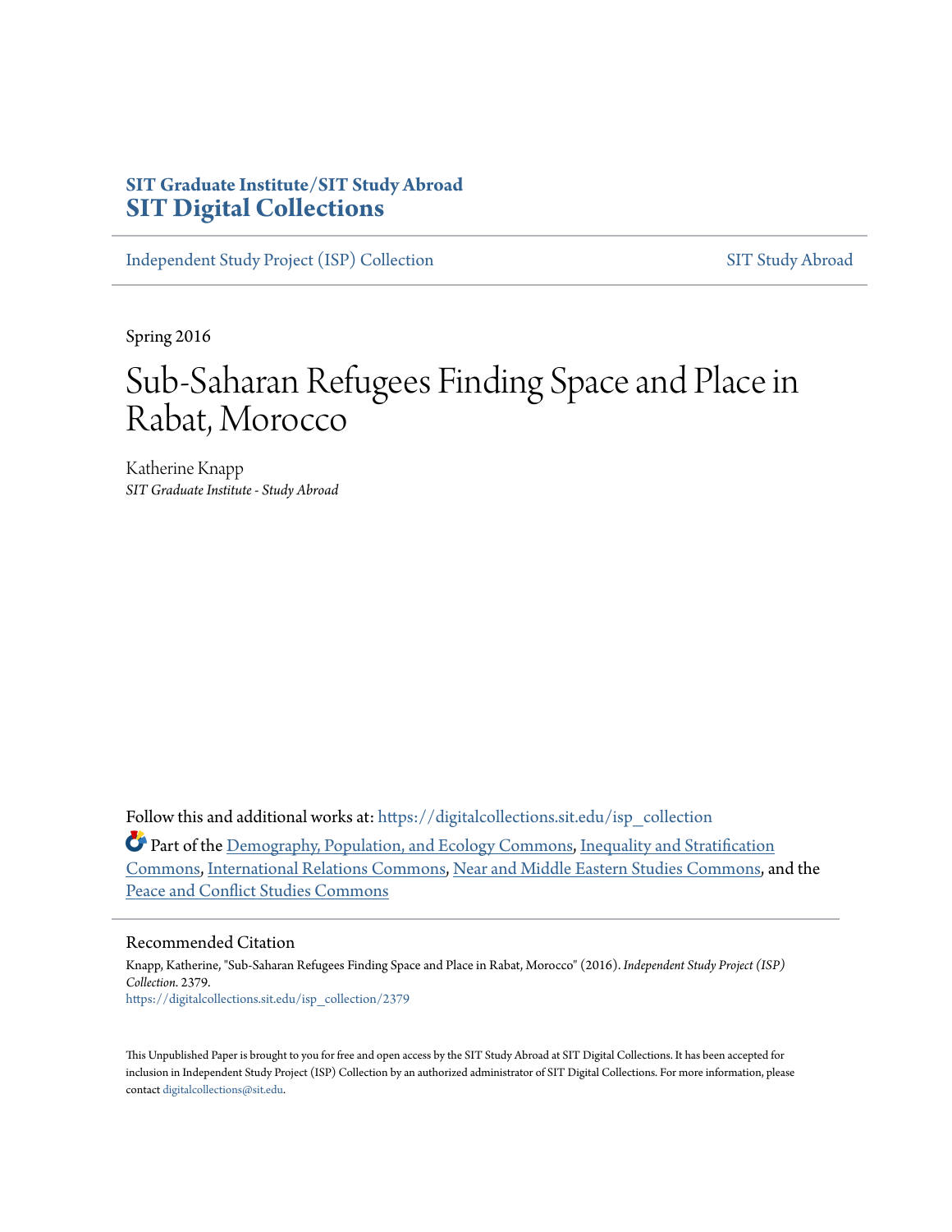SIT Graduate Institute/SIT Study Abroad
**SIT Digital Collections**

Independent Study Project (ISP) Collection | SIT Study Abroad

Spring 2016

# Sub-Saharan Refugees Finding Space and Place in Rabat, Morocco

Katherine Knapp
*SIT Graduate Institute - Study Abroad*

Follow this and additional works at: https://digitalcollections.sit.edu/isp_collection

Part of the Demography, Population, and Ecology Commons, Inequality and Stratification Commons, International Relations Commons, Near and Middle Eastern Studies Commons, and the Peace and Conflict Studies Commons

## Recommended Citation

Knapp, Katherine, "Sub-Saharan Refugees Finding Space and Place in Rabat, Morocco" (2016). *Independent Study Project (ISP) Collection*. 2379.
https://digitalcollections.sit.edu/isp_collection/2379

This Unpublished Paper is brought to you for free and open access by the SIT Study Abroad at SIT Digital Collections. It has been accepted for inclusion in Independent Study Project (ISP) Collection by an authorized administrator of SIT Digital Collections. For more information, please contact digitalcollections@sit.edu.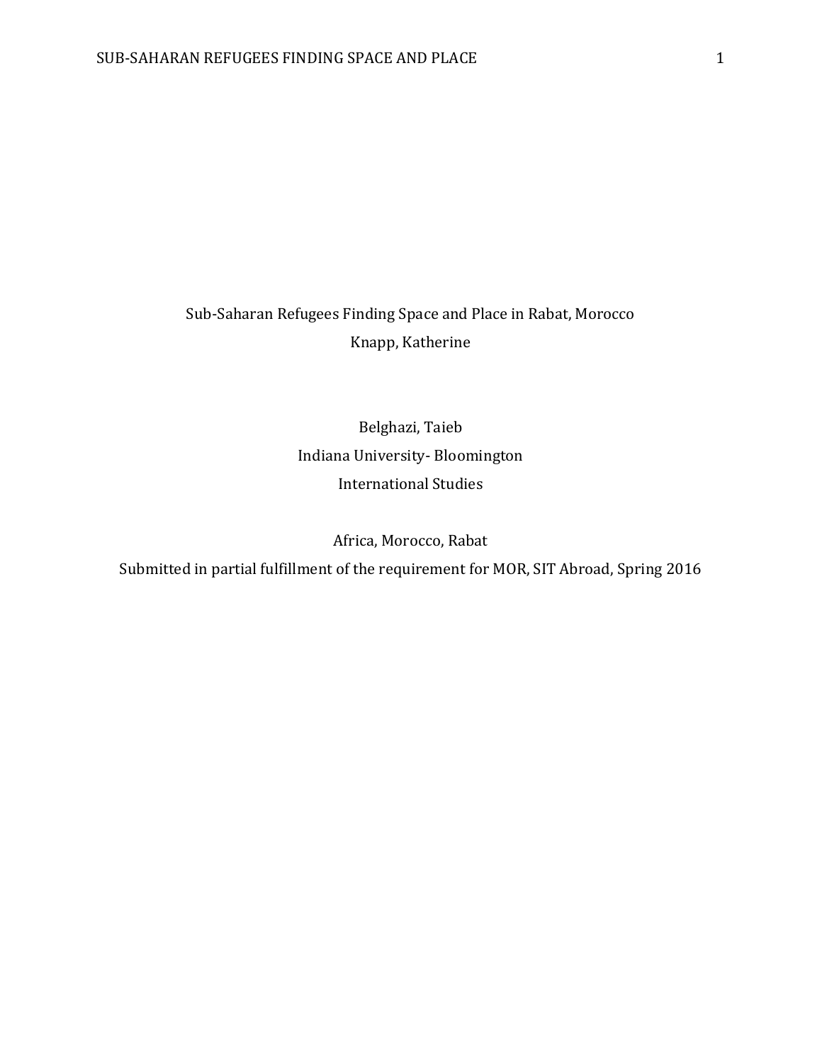Sub-Saharan Refugees Finding Space and Place in Rabat, Morocco

Knapp, Katherine

Belghazi, Taieb

Indiana University- Bloomington

International Studies

Africa, Morocco, Rabat

Submitted in partial fulfillment of the requirement for MOR, SIT Abroad, Spring 2016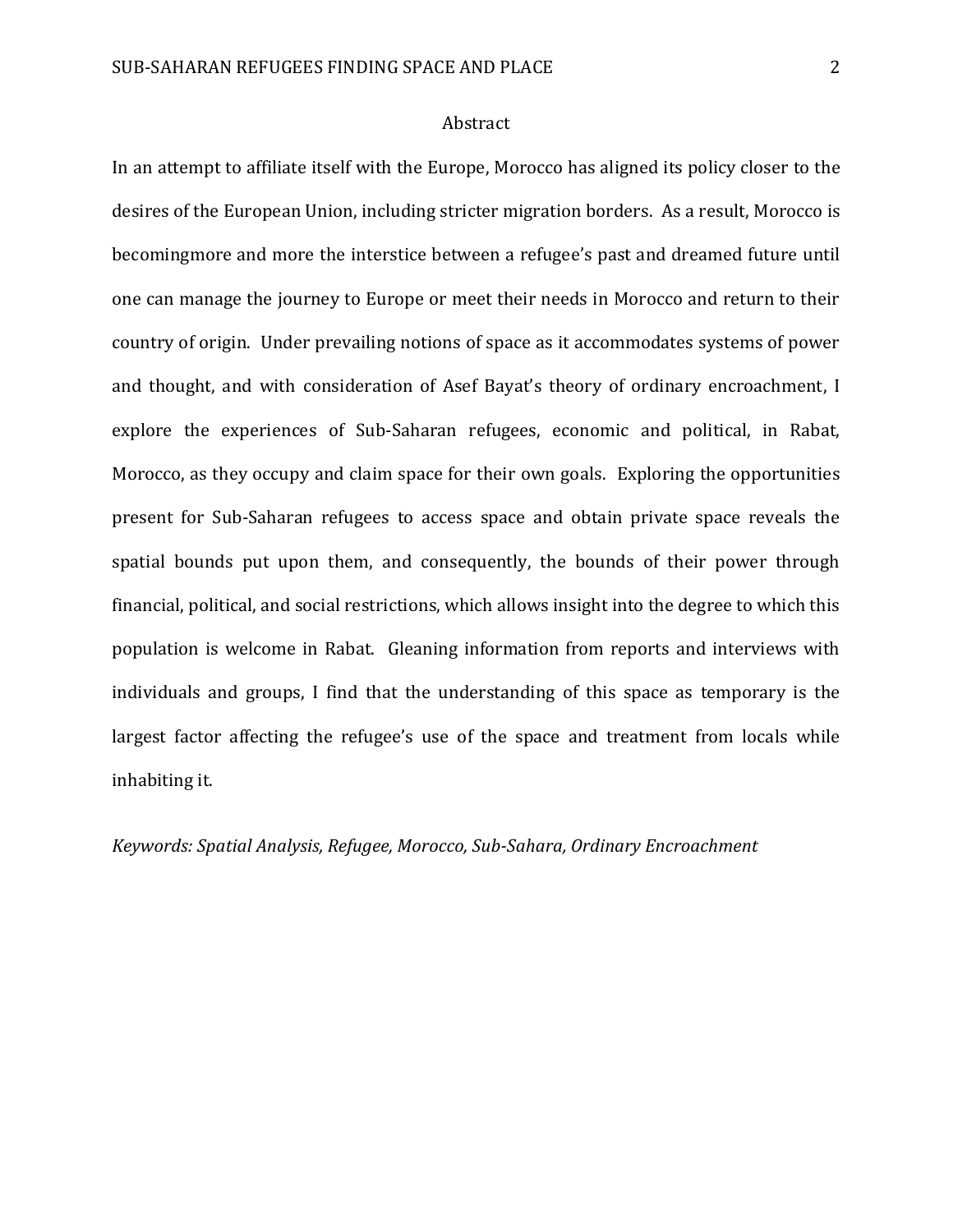## Abstract

In an attempt to affiliate itself with the Europe, Morocco has aligned its policy closer to the desires of the European Union, including stricter migration borders. As a result, Morocco is becomingmore and more the interstice between a refugee's past and dreamed future until one can manage the journey to Europe or meet their needs in Morocco and return to their country of origin. Under prevailing notions of space as it accommodates systems of power and thought, and with consideration of Asef Bayat's theory of ordinary encroachment, I explore the experiences of Sub-Saharan refugees, economic and political, in Rabat, Morocco, as they occupy and claim space for their own goals. Exploring the opportunities present for Sub-Saharan refugees to access space and obtain private space reveals the spatial bounds put upon them, and consequently, the bounds of their power through financial, political, and social restrictions, which allows insight into the degree to which this population is welcome in Rabat. Gleaning information from reports and interviews with individuals and groups, I find that the understanding of this space as temporary is the largest factor affecting the refugee's use of the space and treatment from locals while inhabiting it.

*Keywords: Spatial Analysis, Refugee, Morocco, Sub-Sahara, Ordinary Encroachment*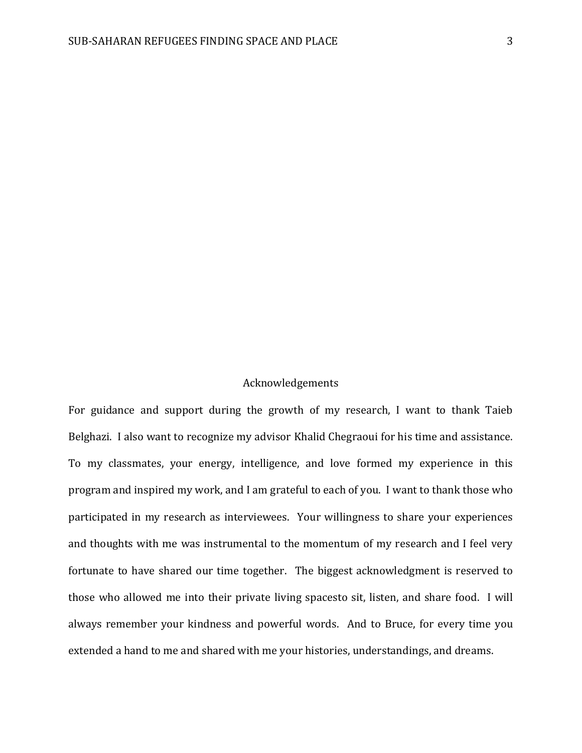# Acknowledgements

For guidance and support during the growth of my research, I want to thank Taieb Belghazi. I also want to recognize my advisor Khalid Chegraoui for his time and assistance. To my classmates, your energy, intelligence, and love formed my experience in this program and inspired my work, and I am grateful to each of you. I want to thank those who participated in my research as interviewees. Your willingness to share your experiences and thoughts with me was instrumental to the momentum of my research and I feel very fortunate to have shared our time together. The biggest acknowledgment is reserved to those who allowed me into their private living spacesto sit, listen, and share food. I will always remember your kindness and powerful words. And to Bruce, for every time you extended a hand to me and shared with me your histories, understandings, and dreams.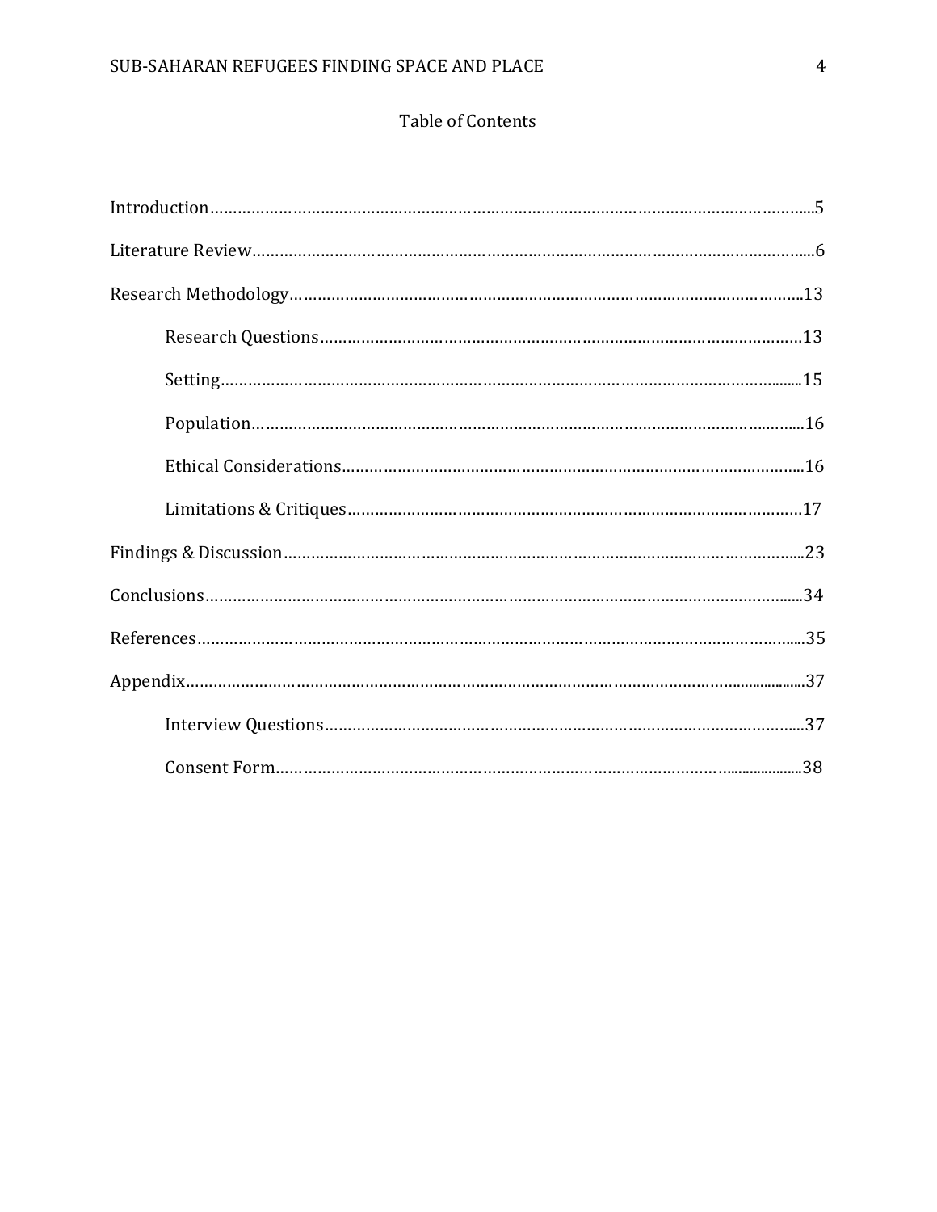# Table of Contents

Introduction……………………………………………………………………………………………………………5

Literature Review……………………………………………………………………………………………………6

Research Methodology……………………………………………………………………………………………13

- Research Questions…………………………………………………………………………………………13
- Setting……………………………………………………………………………………………………………15
- Population………………………………………………………………………………………………………16
- Ethical Considerations……………………………………………………………………………………16
- Limitations & Critiques…………………………………………………………………………………17

Findings & Discussion……………………………………………………………………………………………23

Conclusions……………………………………………………………………………………………………………34

References……………………………………………………………………………………………………………35

Appendix………………………………………………………………………………………………………………37

- Interview Questions…………………………………………………………………………………………37
- Consent Form…………………………………………………………………………………………………38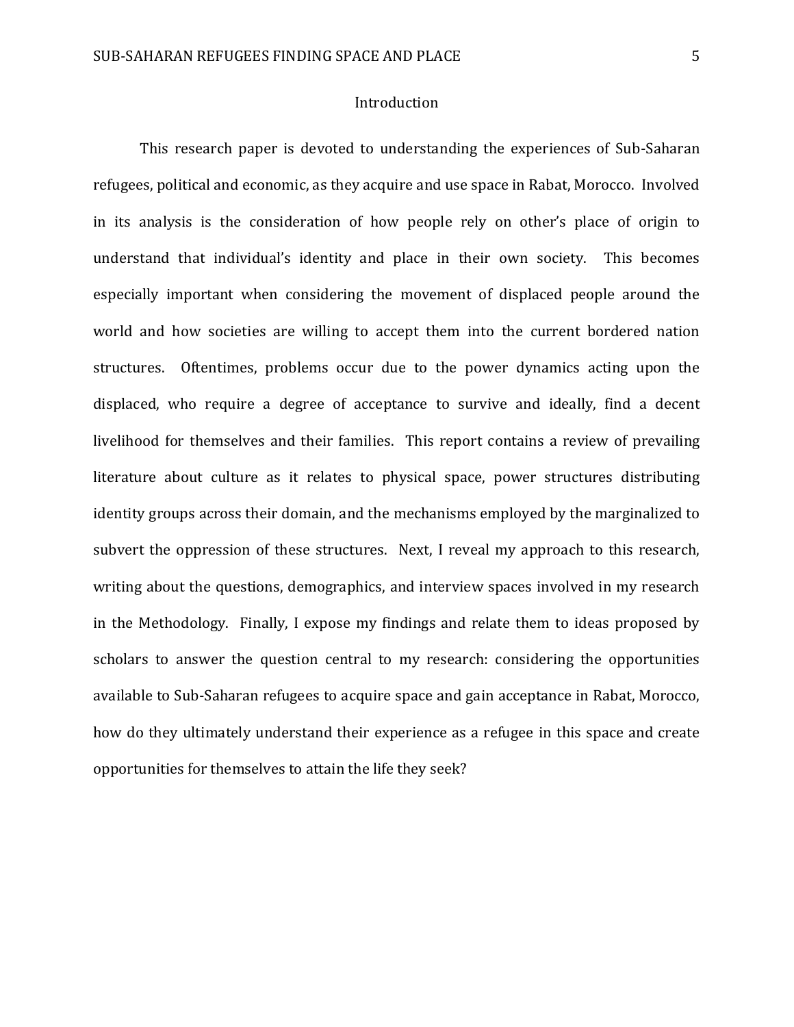## Introduction

This research paper is devoted to understanding the experiences of Sub-Saharan refugees, political and economic, as they acquire and use space in Rabat, Morocco. Involved in its analysis is the consideration of how people rely on other's place of origin to understand that individual's identity and place in their own society. This becomes especially important when considering the movement of displaced people around the world and how societies are willing to accept them into the current bordered nation structures. Oftentimes, problems occur due to the power dynamics acting upon the displaced, who require a degree of acceptance to survive and ideally, find a decent livelihood for themselves and their families. This report contains a review of prevailing literature about culture as it relates to physical space, power structures distributing identity groups across their domain, and the mechanisms employed by the marginalized to subvert the oppression of these structures. Next, I reveal my approach to this research, writing about the questions, demographics, and interview spaces involved in my research in the Methodology. Finally, I expose my findings and relate them to ideas proposed by scholars to answer the question central to my research: considering the opportunities available to Sub-Saharan refugees to acquire space and gain acceptance in Rabat, Morocco, how do they ultimately understand their experience as a refugee in this space and create opportunities for themselves to attain the life they seek?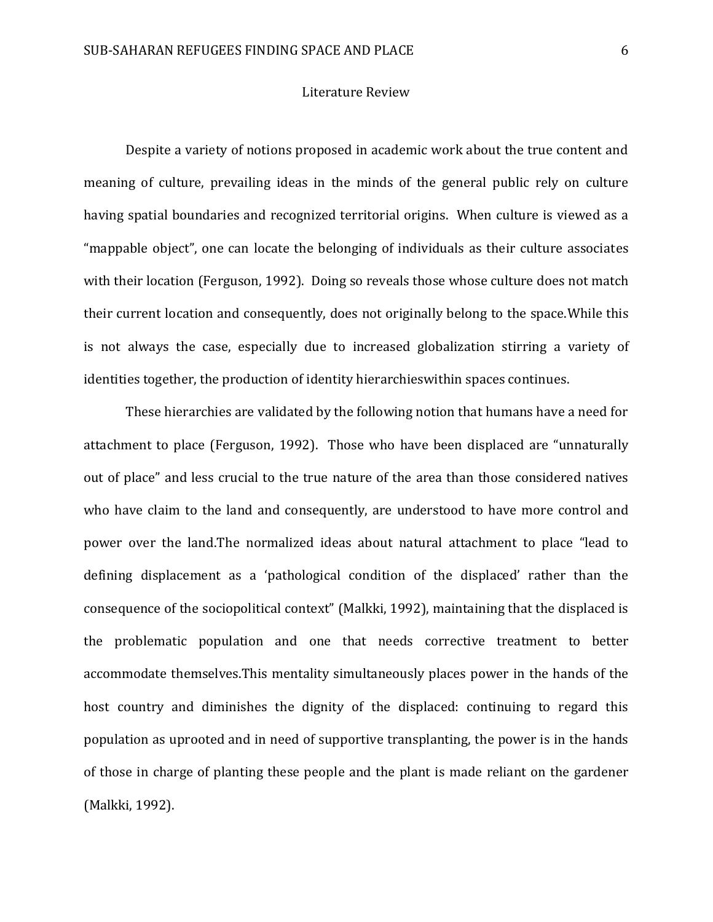# Literature Review

Despite a variety of notions proposed in academic work about the true content and meaning of culture, prevailing ideas in the minds of the general public rely on culture having spatial boundaries and recognized territorial origins. When culture is viewed as a "mappable object", one can locate the belonging of individuals as their culture associates with their location (Ferguson, 1992). Doing so reveals those whose culture does not match their current location and consequently, does not originally belong to the space.While this is not always the case, especially due to increased globalization stirring a variety of identities together, the production of identity hierarchieswithin spaces continues.

These hierarchies are validated by the following notion that humans have a need for attachment to place (Ferguson, 1992). Those who have been displaced are "unnaturally out of place" and less crucial to the true nature of the area than those considered natives who have claim to the land and consequently, are understood to have more control and power over the land.The normalized ideas about natural attachment to place "lead to defining displacement as a 'pathological condition of the displaced' rather than the consequence of the sociopolitical context" (Malkki, 1992), maintaining that the displaced is the problematic population and one that needs corrective treatment to better accommodate themselves.This mentality simultaneously places power in the hands of the host country and diminishes the dignity of the displaced: continuing to regard this population as uprooted and in need of supportive transplanting, the power is in the hands of those in charge of planting these people and the plant is made reliant on the gardener (Malkki, 1992).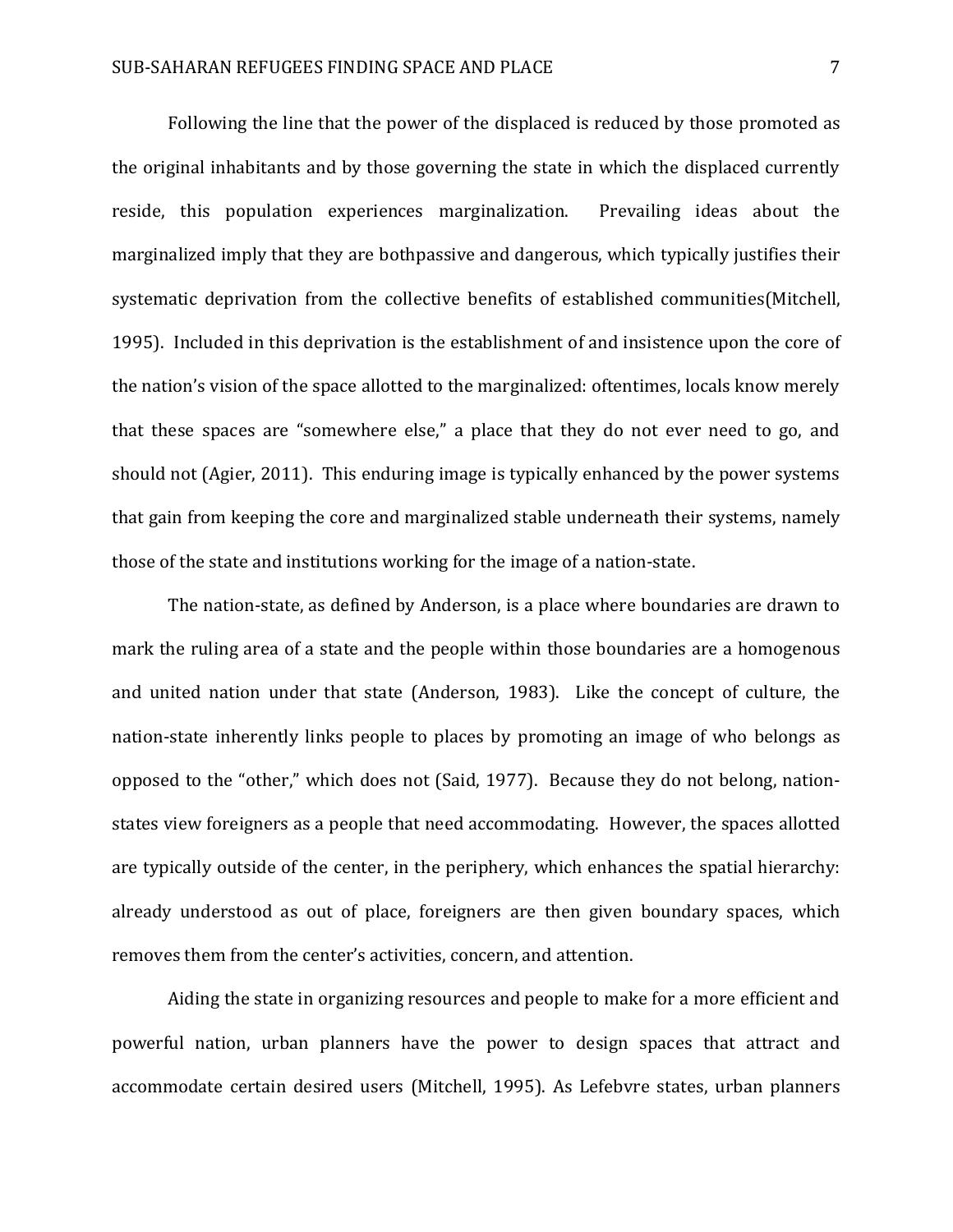Following the line that the power of the displaced is reduced by those promoted as the original inhabitants and by those governing the state in which the displaced currently reside, this population experiences marginalization. Prevailing ideas about the marginalized imply that they are bothpassive and dangerous, which typically justifies their systematic deprivation from the collective benefits of established communities(Mitchell, 1995). Included in this deprivation is the establishment of and insistence upon the core of the nation's vision of the space allotted to the marginalized: oftentimes, locals know merely that these spaces are "somewhere else," a place that they do not ever need to go, and should not (Agier, 2011). This enduring image is typically enhanced by the power systems that gain from keeping the core and marginalized stable underneath their systems, namely those of the state and institutions working for the image of a nation-state.

The nation-state, as defined by Anderson, is a place where boundaries are drawn to mark the ruling area of a state and the people within those boundaries are a homogenous and united nation under that state (Anderson, 1983). Like the concept of culture, the nation-state inherently links people to places by promoting an image of who belongs as opposed to the "other," which does not (Said, 1977). Because they do not belong, nation-states view foreigners as a people that need accommodating. However, the spaces allotted are typically outside of the center, in the periphery, which enhances the spatial hierarchy: already understood as out of place, foreigners are then given boundary spaces, which removes them from the center's activities, concern, and attention.

Aiding the state in organizing resources and people to make for a more efficient and powerful nation, urban planners have the power to design spaces that attract and accommodate certain desired users (Mitchell, 1995). As Lefebvre states, urban planners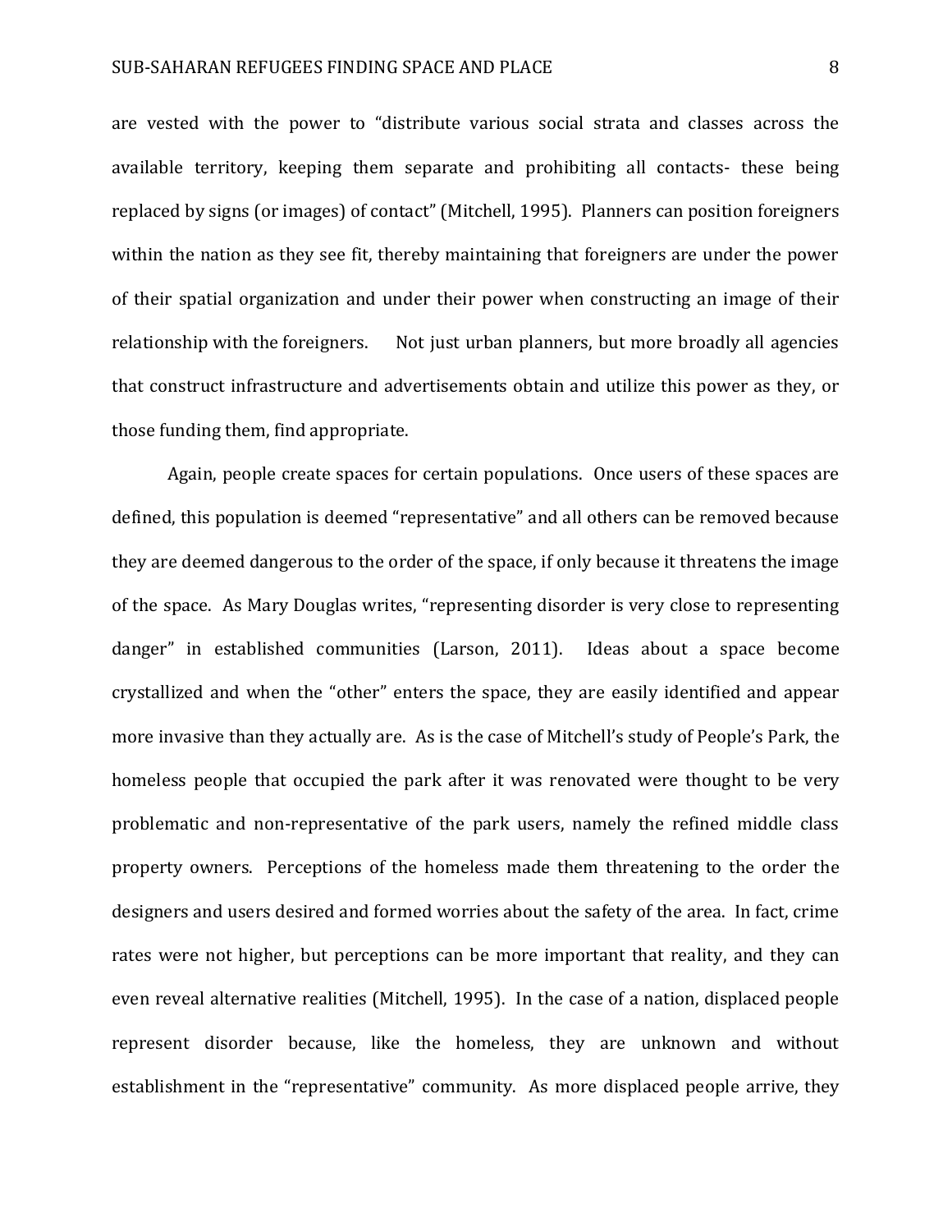are vested with the power to "distribute various social strata and classes across the available territory, keeping them separate and prohibiting all contacts- these being replaced by signs (or images) of contact" (Mitchell, 1995). Planners can position foreigners within the nation as they see fit, thereby maintaining that foreigners are under the power of their spatial organization and under their power when constructing an image of their relationship with the foreigners. Not just urban planners, but more broadly all agencies that construct infrastructure and advertisements obtain and utilize this power as they, or those funding them, find appropriate.

Again, people create spaces for certain populations. Once users of these spaces are defined, this population is deemed "representative" and all others can be removed because they are deemed dangerous to the order of the space, if only because it threatens the image of the space. As Mary Douglas writes, "representing disorder is very close to representing danger" in established communities (Larson, 2011). Ideas about a space become crystallized and when the "other" enters the space, they are easily identified and appear more invasive than they actually are. As is the case of Mitchell's study of People's Park, the homeless people that occupied the park after it was renovated were thought to be very problematic and non-representative of the park users, namely the refined middle class property owners. Perceptions of the homeless made them threatening to the order the designers and users desired and formed worries about the safety of the area. In fact, crime rates were not higher, but perceptions can be more important that reality, and they can even reveal alternative realities (Mitchell, 1995). In the case of a nation, displaced people represent disorder because, like the homeless, they are unknown and without establishment in the "representative" community. As more displaced people arrive, they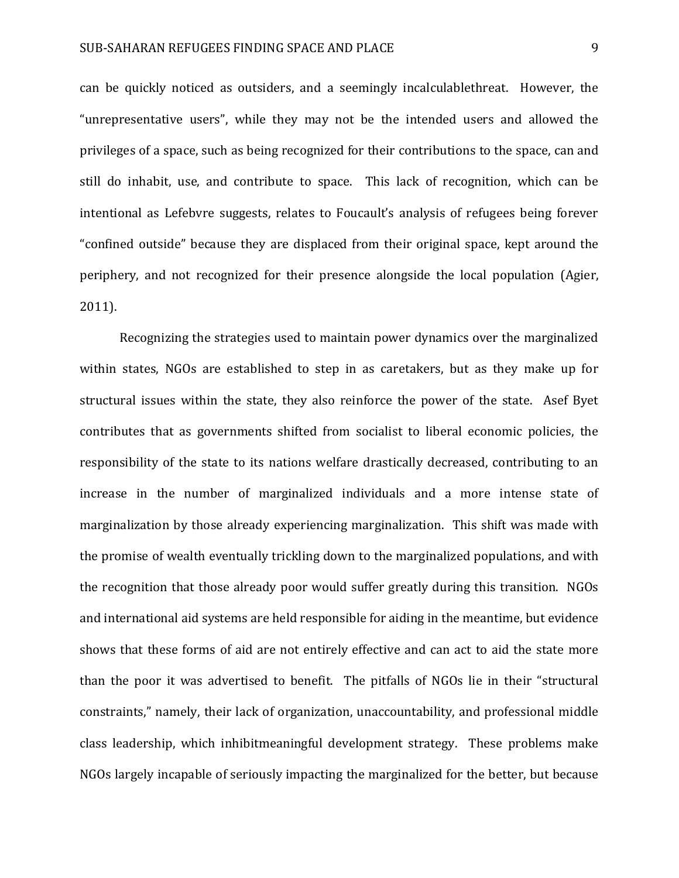can be quickly noticed as outsiders, and a seemingly incalculablethreat. However, the "unrepresentative users", while they may not be the intended users and allowed the privileges of a space, such as being recognized for their contributions to the space, can and still do inhabit, use, and contribute to space. This lack of recognition, which can be intentional as Lefebvre suggests, relates to Foucault's analysis of refugees being forever "confined outside" because they are displaced from their original space, kept around the periphery, and not recognized for their presence alongside the local population (Agier, 2011).

Recognizing the strategies used to maintain power dynamics over the marginalized within states, NGOs are established to step in as caretakers, but as they make up for structural issues within the state, they also reinforce the power of the state. Asef Byet contributes that as governments shifted from socialist to liberal economic policies, the responsibility of the state to its nations welfare drastically decreased, contributing to an increase in the number of marginalized individuals and a more intense state of marginalization by those already experiencing marginalization. This shift was made with the promise of wealth eventually trickling down to the marginalized populations, and with the recognition that those already poor would suffer greatly during this transition. NGOs and international aid systems are held responsible for aiding in the meantime, but evidence shows that these forms of aid are not entirely effective and can act to aid the state more than the poor it was advertised to benefit. The pitfalls of NGOs lie in their "structural constraints," namely, their lack of organization, unaccountability, and professional middle class leadership, which inhibitmeaningful development strategy. These problems make NGOs largely incapable of seriously impacting the marginalized for the better, but because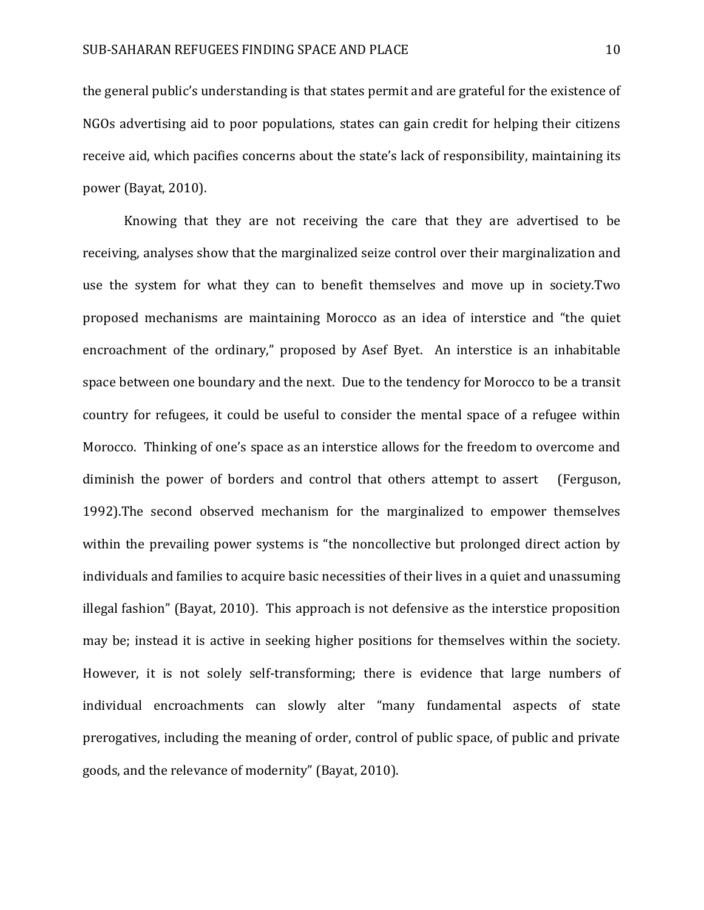the general public's understanding is that states permit and are grateful for the existence of NGOs advertising aid to poor populations, states can gain credit for helping their citizens receive aid, which pacifies concerns about the state's lack of responsibility, maintaining its power (Bayat, 2010).

Knowing that they are not receiving the care that they are advertised to be receiving, analyses show that the marginalized seize control over their marginalization and use the system for what they can to benefit themselves and move up in society.Two proposed mechanisms are maintaining Morocco as an idea of interstice and "the quiet encroachment of the ordinary," proposed by Asef Byet. An interstice is an inhabitable space between one boundary and the next. Due to the tendency for Morocco to be a transit country for refugees, it could be useful to consider the mental space of a refugee within Morocco. Thinking of one's space as an interstice allows for the freedom to overcome and diminish the power of borders and control that others attempt to assert (Ferguson, 1992).The second observed mechanism for the marginalized to empower themselves within the prevailing power systems is "the noncollective but prolonged direct action by individuals and families to acquire basic necessities of their lives in a quiet and unassuming illegal fashion" (Bayat, 2010). This approach is not defensive as the interstice proposition may be; instead it is active in seeking higher positions for themselves within the society. However, it is not solely self-transforming; there is evidence that large numbers of individual encroachments can slowly alter "many fundamental aspects of state prerogatives, including the meaning of order, control of public space, of public and private goods, and the relevance of modernity" (Bayat, 2010).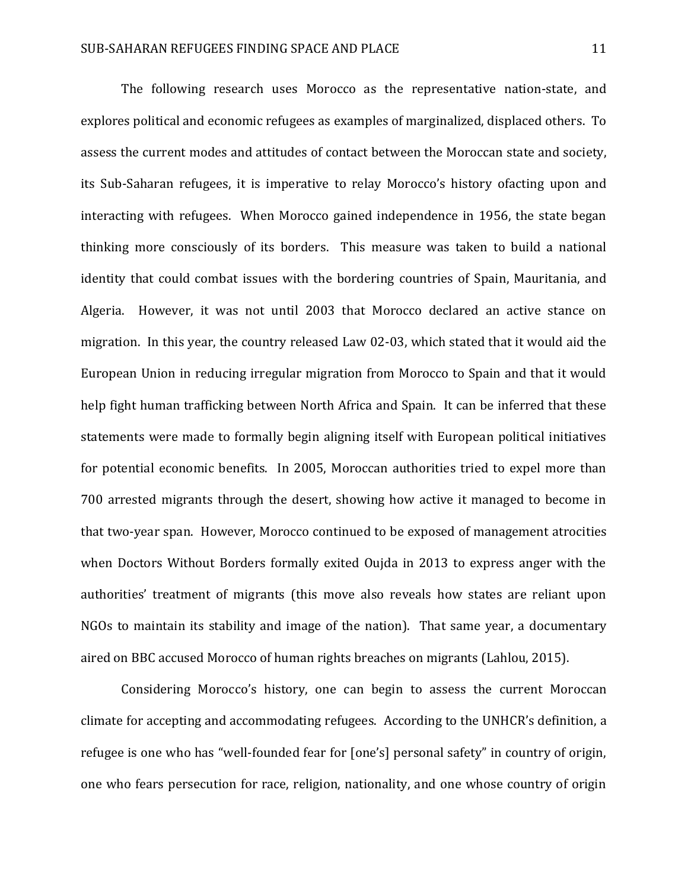The following research uses Morocco as the representative nation-state, and explores political and economic refugees as examples of marginalized, displaced others. To assess the current modes and attitudes of contact between the Moroccan state and society, its Sub-Saharan refugees, it is imperative to relay Morocco's history ofacting upon and interacting with refugees. When Morocco gained independence in 1956, the state began thinking more consciously of its borders. This measure was taken to build a national identity that could combat issues with the bordering countries of Spain, Mauritania, and Algeria. However, it was not until 2003 that Morocco declared an active stance on migration. In this year, the country released Law 02-03, which stated that it would aid the European Union in reducing irregular migration from Morocco to Spain and that it would help fight human trafficking between North Africa and Spain. It can be inferred that these statements were made to formally begin aligning itself with European political initiatives for potential economic benefits. In 2005, Moroccan authorities tried to expel more than 700 arrested migrants through the desert, showing how active it managed to become in that two-year span. However, Morocco continued to be exposed of management atrocities when Doctors Without Borders formally exited Oujda in 2013 to express anger with the authorities' treatment of migrants (this move also reveals how states are reliant upon NGOs to maintain its stability and image of the nation). That same year, a documentary aired on BBC accused Morocco of human rights breaches on migrants (Lahlou, 2015).

Considering Morocco's history, one can begin to assess the current Moroccan climate for accepting and accommodating refugees. According to the UNHCR's definition, a refugee is one who has "well-founded fear for [one's] personal safety" in country of origin, one who fears persecution for race, religion, nationality, and one whose country of origin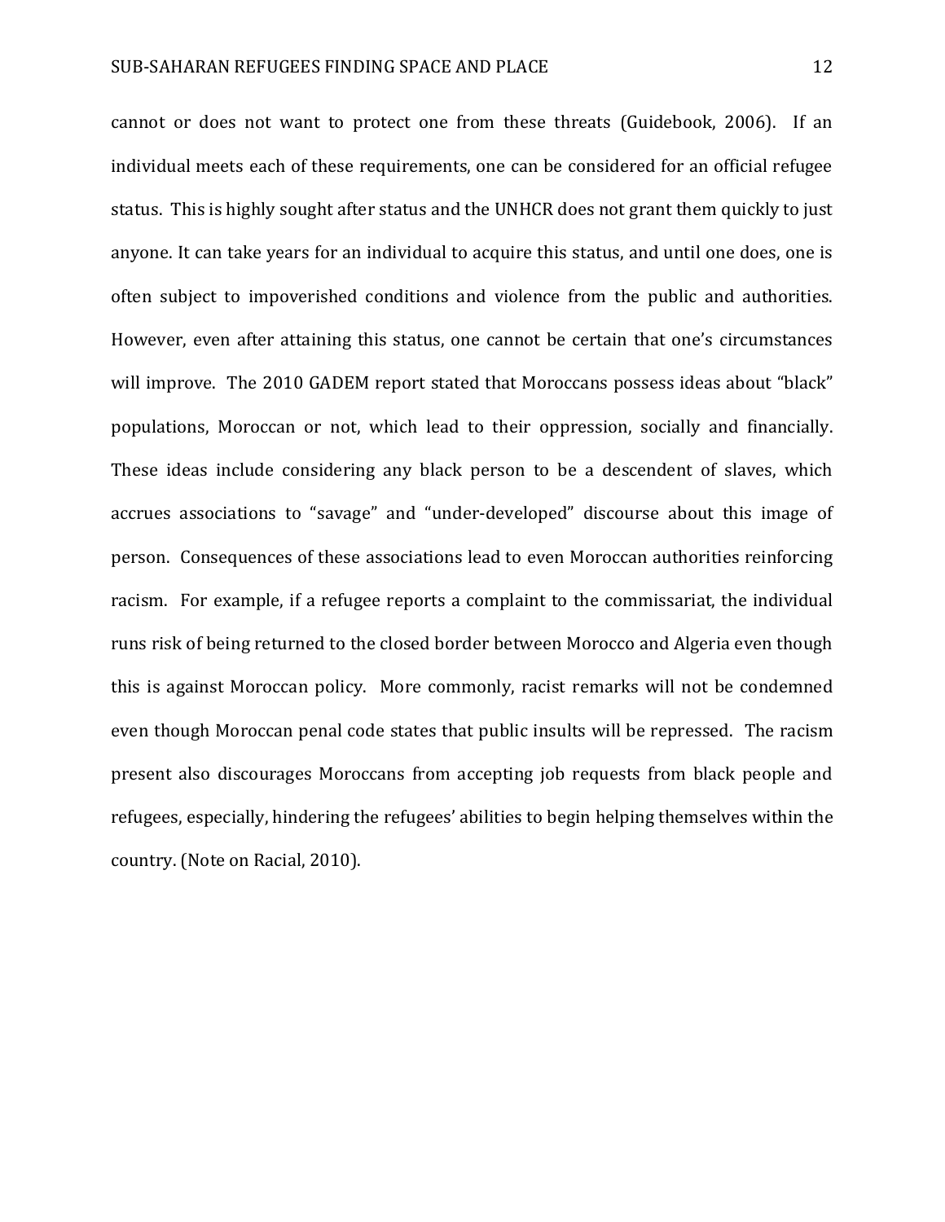cannot or does not want to protect one from these threats (Guidebook, 2006). If an individual meets each of these requirements, one can be considered for an official refugee status. This is highly sought after status and the UNHCR does not grant them quickly to just anyone. It can take years for an individual to acquire this status, and until one does, one is often subject to impoverished conditions and violence from the public and authorities. However, even after attaining this status, one cannot be certain that one's circumstances will improve. The 2010 GADEM report stated that Moroccans possess ideas about "black" populations, Moroccan or not, which lead to their oppression, socially and financially. These ideas include considering any black person to be a descendent of slaves, which accrues associations to "savage" and "under-developed" discourse about this image of person. Consequences of these associations lead to even Moroccan authorities reinforcing racism. For example, if a refugee reports a complaint to the commissariat, the individual runs risk of being returned to the closed border between Morocco and Algeria even though this is against Moroccan policy. More commonly, racist remarks will not be condemned even though Moroccan penal code states that public insults will be repressed. The racism present also discourages Moroccans from accepting job requests from black people and refugees, especially, hindering the refugees' abilities to begin helping themselves within the country. (Note on Racial, 2010).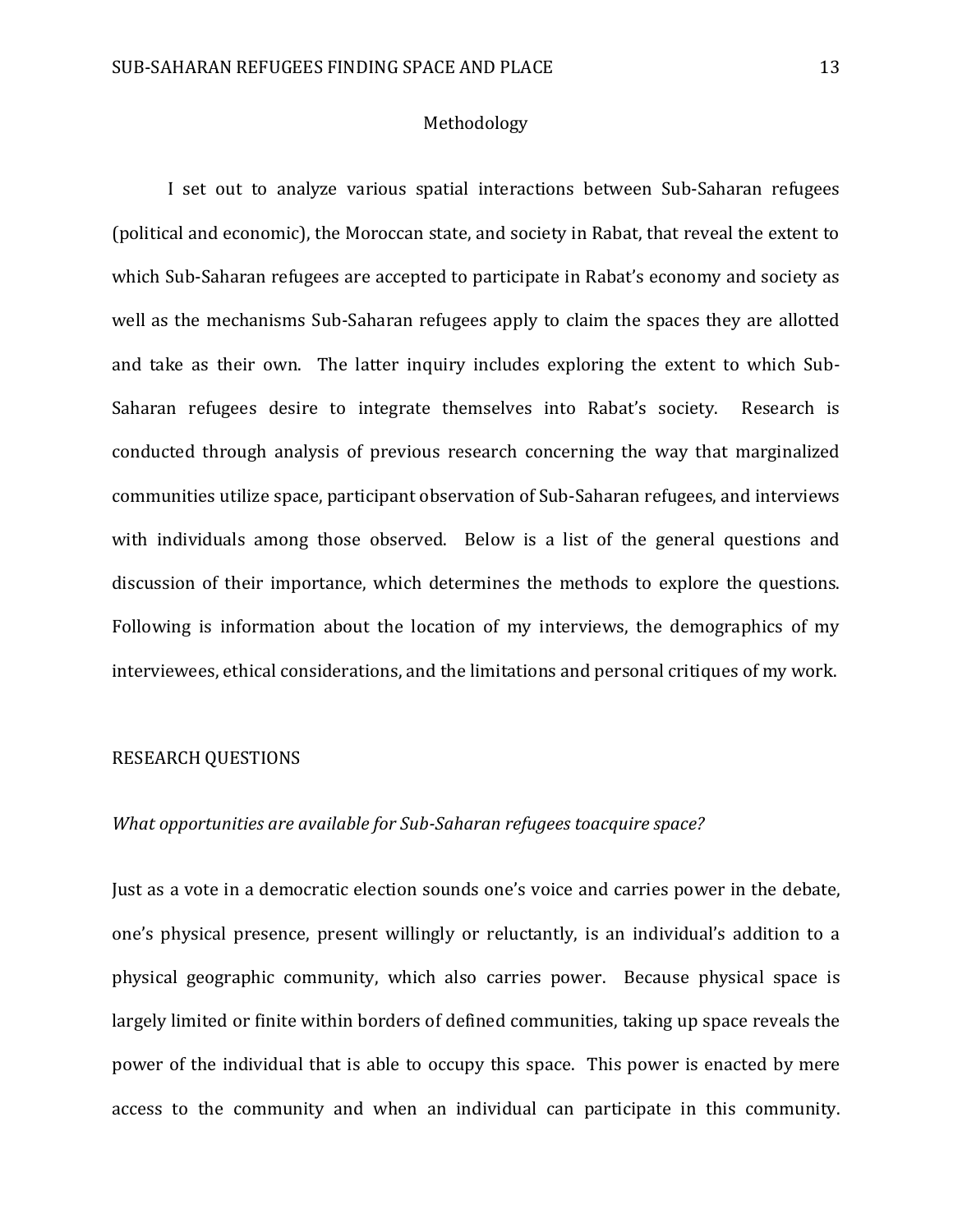# Methodology

I set out to analyze various spatial interactions between Sub-Saharan refugees (political and economic), the Moroccan state, and society in Rabat, that reveal the extent to which Sub-Saharan refugees are accepted to participate in Rabat's economy and society as well as the mechanisms Sub-Saharan refugees apply to claim the spaces they are allotted and take as their own. The latter inquiry includes exploring the extent to which Sub-Saharan refugees desire to integrate themselves into Rabat's society. Research is conducted through analysis of previous research concerning the way that marginalized communities utilize space, participant observation of Sub-Saharan refugees, and interviews with individuals among those observed. Below is a list of the general questions and discussion of their importance, which determines the methods to explore the questions. Following is information about the location of my interviews, the demographics of my interviewees, ethical considerations, and the limitations and personal critiques of my work.

## RESEARCH QUESTIONS

*What opportunities are available for Sub-Saharan refugees toacquire space?*

Just as a vote in a democratic election sounds one's voice and carries power in the debate, one's physical presence, present willingly or reluctantly, is an individual's addition to a physical geographic community, which also carries power. Because physical space is largely limited or finite within borders of defined communities, taking up space reveals the power of the individual that is able to occupy this space. This power is enacted by mere access to the community and when an individual can participate in this community.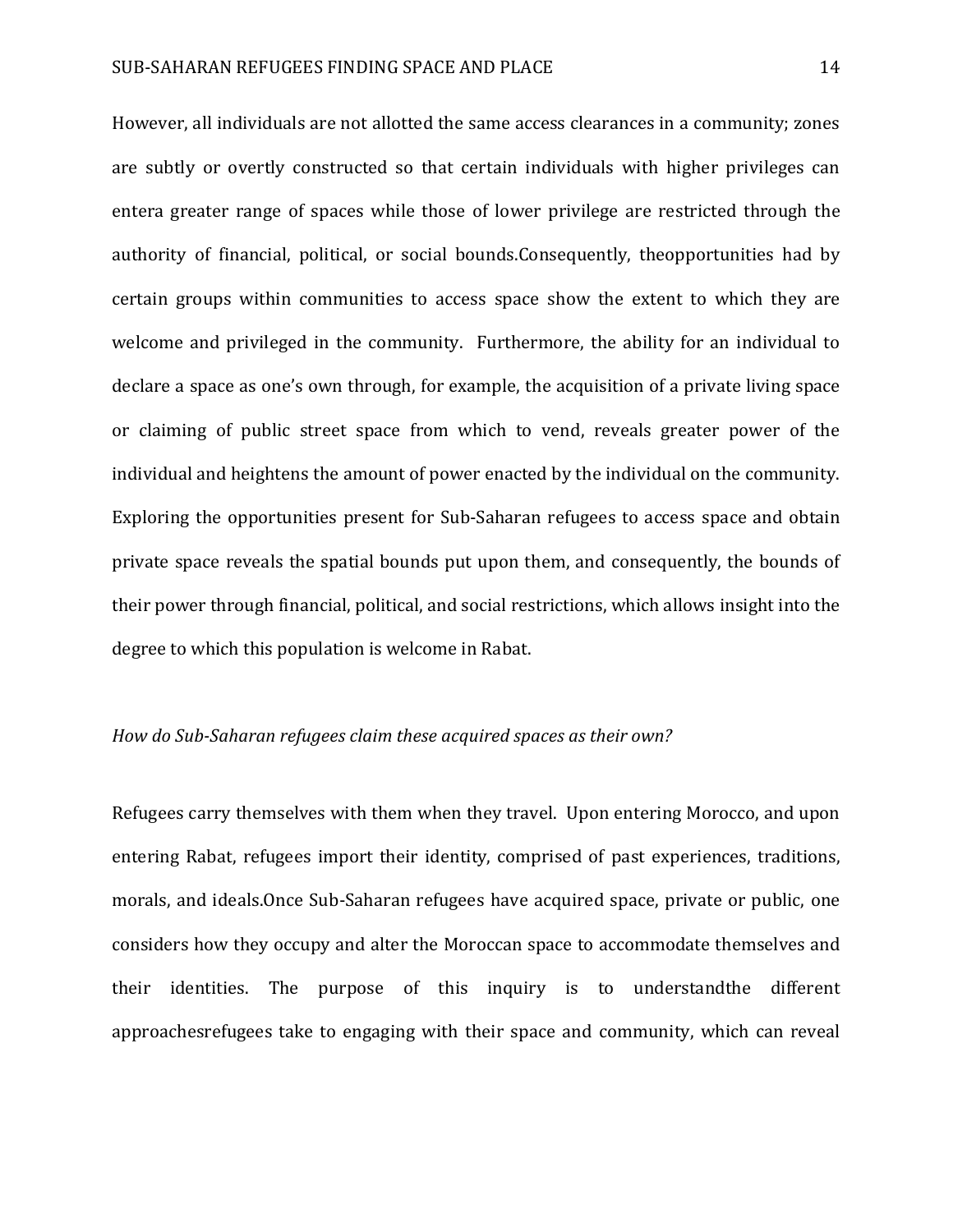However, all individuals are not allotted the same access clearances in a community; zones are subtly or overtly constructed so that certain individuals with higher privileges can entera greater range of spaces while those of lower privilege are restricted through the authority of financial, political, or social bounds.Consequently, theopportunities had by certain groups within communities to access space show the extent to which they are welcome and privileged in the community. Furthermore, the ability for an individual to declare a space as one's own through, for example, the acquisition of a private living space or claiming of public street space from which to vend, reveals greater power of the individual and heightens the amount of power enacted by the individual on the community. Exploring the opportunities present for Sub-Saharan refugees to access space and obtain private space reveals the spatial bounds put upon them, and consequently, the bounds of their power through financial, political, and social restrictions, which allows insight into the degree to which this population is welcome in Rabat.

*How do Sub-Saharan refugees claim these acquired spaces as their own?*

Refugees carry themselves with them when they travel. Upon entering Morocco, and upon entering Rabat, refugees import their identity, comprised of past experiences, traditions, morals, and ideals.Once Sub-Saharan refugees have acquired space, private or public, one considers how they occupy and alter the Moroccan space to accommodate themselves and their identities. The purpose of this inquiry is to understandthe different approachesrefugees take to engaging with their space and community, which can reveal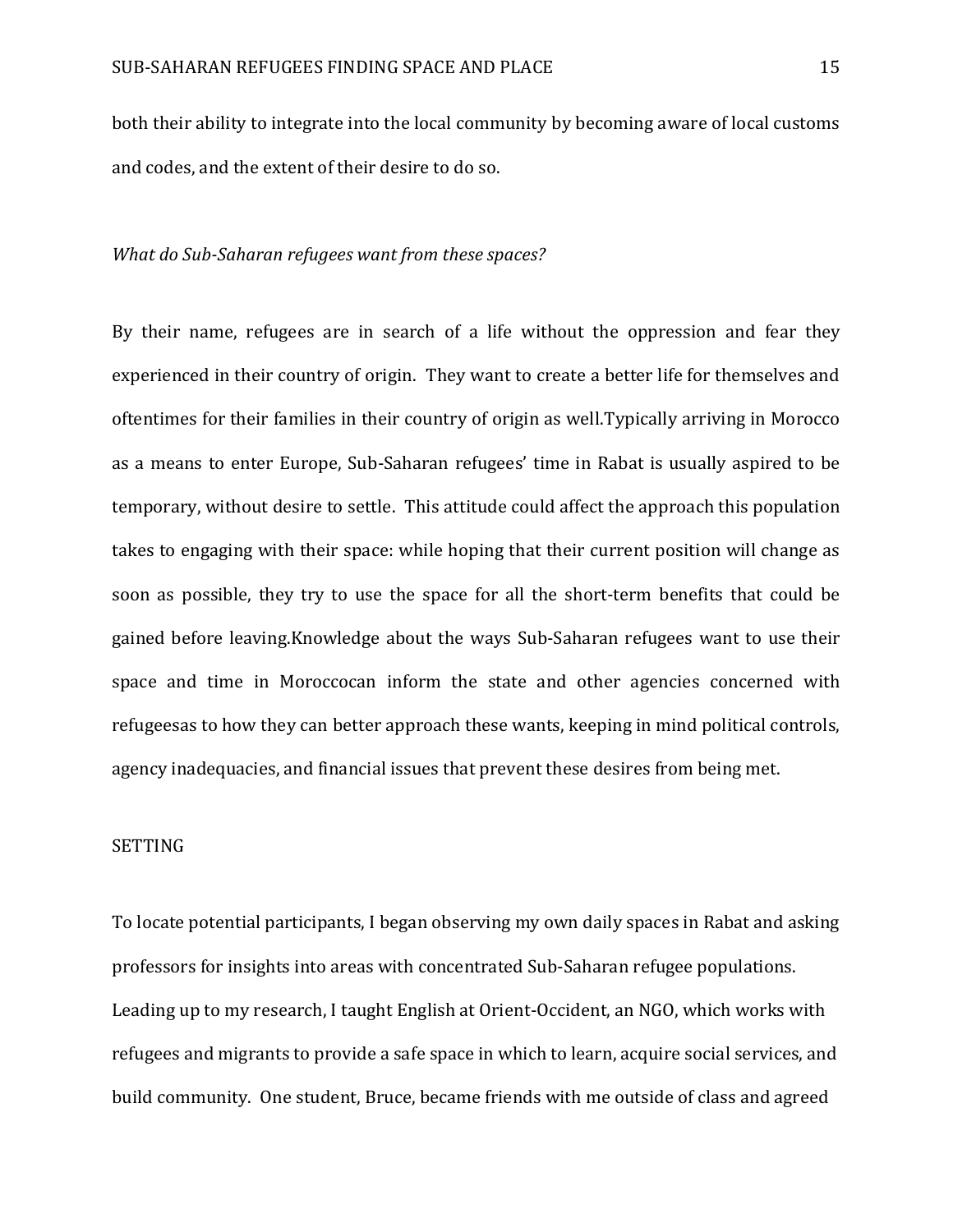both their ability to integrate into the local community by becoming aware of local customs and codes, and the extent of their desire to do so.

*What do Sub-Saharan refugees want from these spaces?*

By their name, refugees are in search of a life without the oppression and fear they experienced in their country of origin. They want to create a better life for themselves and oftentimes for their families in their country of origin as well.Typically arriving in Morocco as a means to enter Europe, Sub-Saharan refugees' time in Rabat is usually aspired to be temporary, without desire to settle. This attitude could affect the approach this population takes to engaging with their space: while hoping that their current position will change as soon as possible, they try to use the space for all the short-term benefits that could be gained before leaving.Knowledge about the ways Sub-Saharan refugees want to use their space and time in Moroccocan inform the state and other agencies concerned with refugeesas to how they can better approach these wants, keeping in mind political controls, agency inadequacies, and financial issues that prevent these desires from being met.

SETTING

To locate potential participants, I began observing my own daily spaces in Rabat and asking professors for insights into areas with concentrated Sub-Saharan refugee populations. Leading up to my research, I taught English at Orient-Occident, an NGO, which works with refugees and migrants to provide a safe space in which to learn, acquire social services, and build community. One student, Bruce, became friends with me outside of class and agreed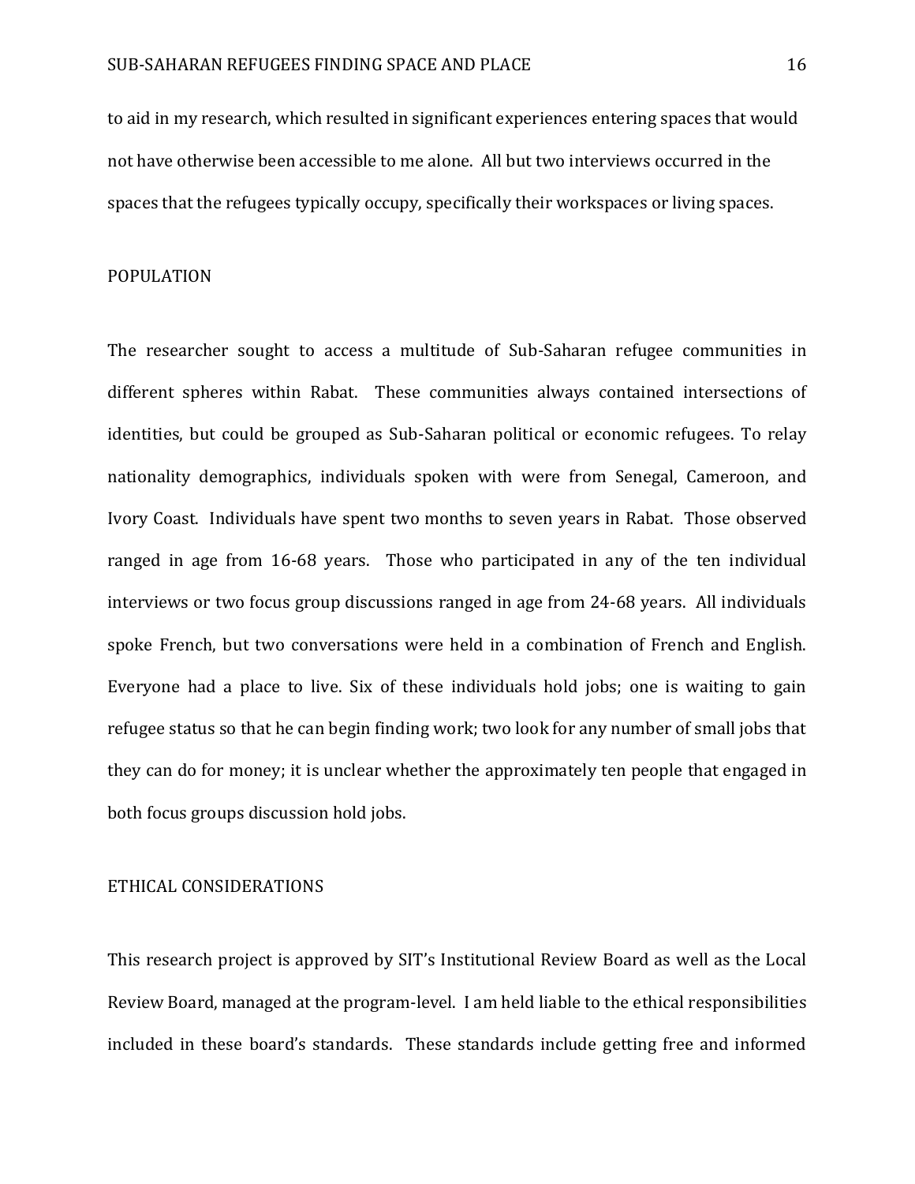to aid in my research, which resulted in significant experiences entering spaces that would not have otherwise been accessible to me alone. All but two interviews occurred in the spaces that the refugees typically occupy, specifically their workspaces or living spaces.

## POPULATION

The researcher sought to access a multitude of Sub-Saharan refugee communities in different spheres within Rabat. These communities always contained intersections of identities, but could be grouped as Sub-Saharan political or economic refugees. To relay nationality demographics, individuals spoken with were from Senegal, Cameroon, and Ivory Coast. Individuals have spent two months to seven years in Rabat. Those observed ranged in age from 16-68 years. Those who participated in any of the ten individual interviews or two focus group discussions ranged in age from 24-68 years. All individuals spoke French, but two conversations were held in a combination of French and English. Everyone had a place to live. Six of these individuals hold jobs; one is waiting to gain refugee status so that he can begin finding work; two look for any number of small jobs that they can do for money; it is unclear whether the approximately ten people that engaged in both focus groups discussion hold jobs.

## ETHICAL CONSIDERATIONS

This research project is approved by SIT's Institutional Review Board as well as the Local Review Board, managed at the program-level. I am held liable to the ethical responsibilities included in these board's standards. These standards include getting free and informed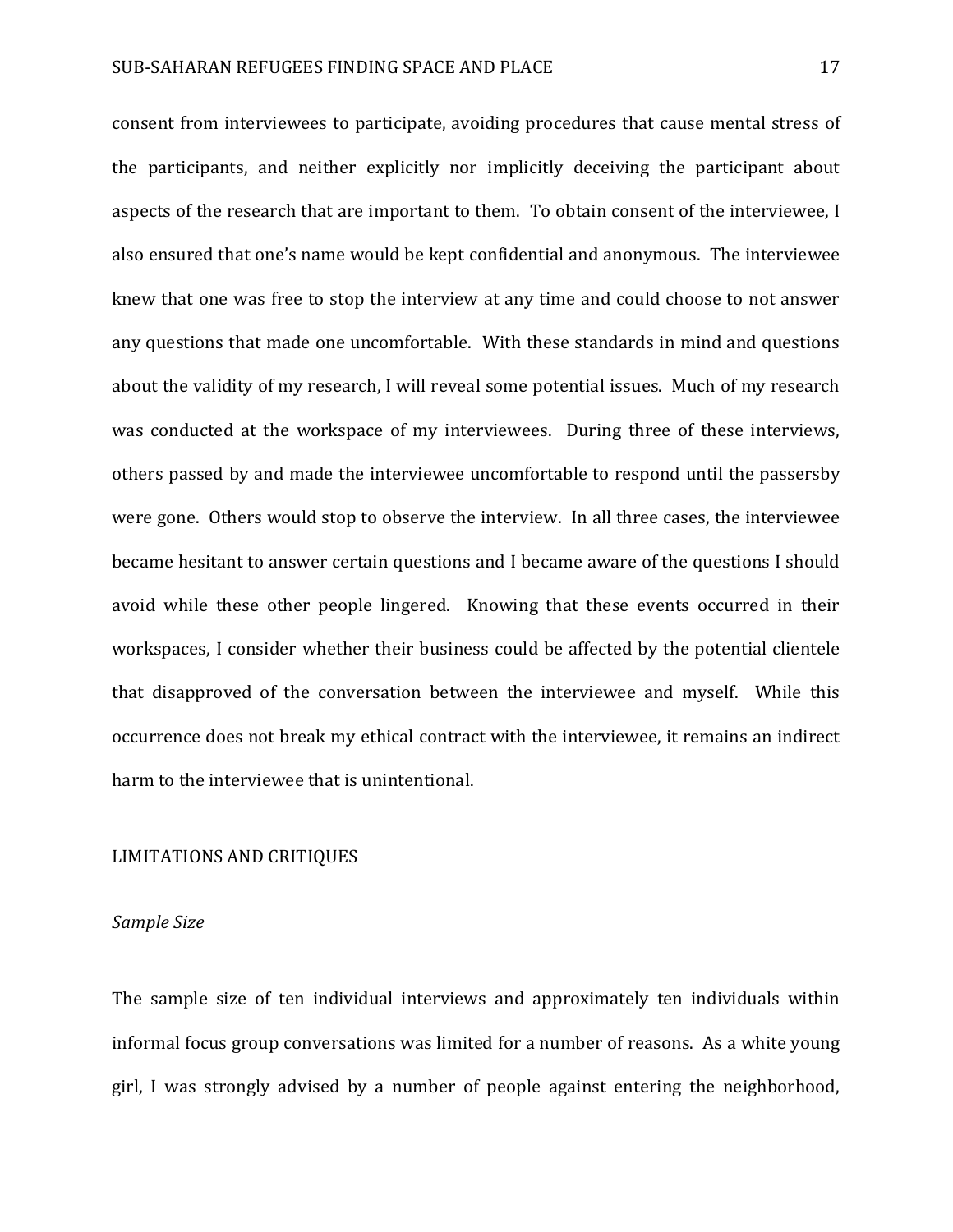consent from interviewees to participate, avoiding procedures that cause mental stress of the participants, and neither explicitly nor implicitly deceiving the participant about aspects of the research that are important to them. To obtain consent of the interviewee, I also ensured that one's name would be kept confidential and anonymous. The interviewee knew that one was free to stop the interview at any time and could choose to not answer any questions that made one uncomfortable. With these standards in mind and questions about the validity of my research, I will reveal some potential issues. Much of my research was conducted at the workspace of my interviewees. During three of these interviews, others passed by and made the interviewee uncomfortable to respond until the passersby were gone. Others would stop to observe the interview. In all three cases, the interviewee became hesitant to answer certain questions and I became aware of the questions I should avoid while these other people lingered. Knowing that these events occurred in their workspaces, I consider whether their business could be affected by the potential clientele that disapproved of the conversation between the interviewee and myself. While this occurrence does not break my ethical contract with the interviewee, it remains an indirect harm to the interviewee that is unintentional.

## LIMITATIONS AND CRITIQUES

### *Sample Size*

The sample size of ten individual interviews and approximately ten individuals within informal focus group conversations was limited for a number of reasons. As a white young girl, I was strongly advised by a number of people against entering the neighborhood,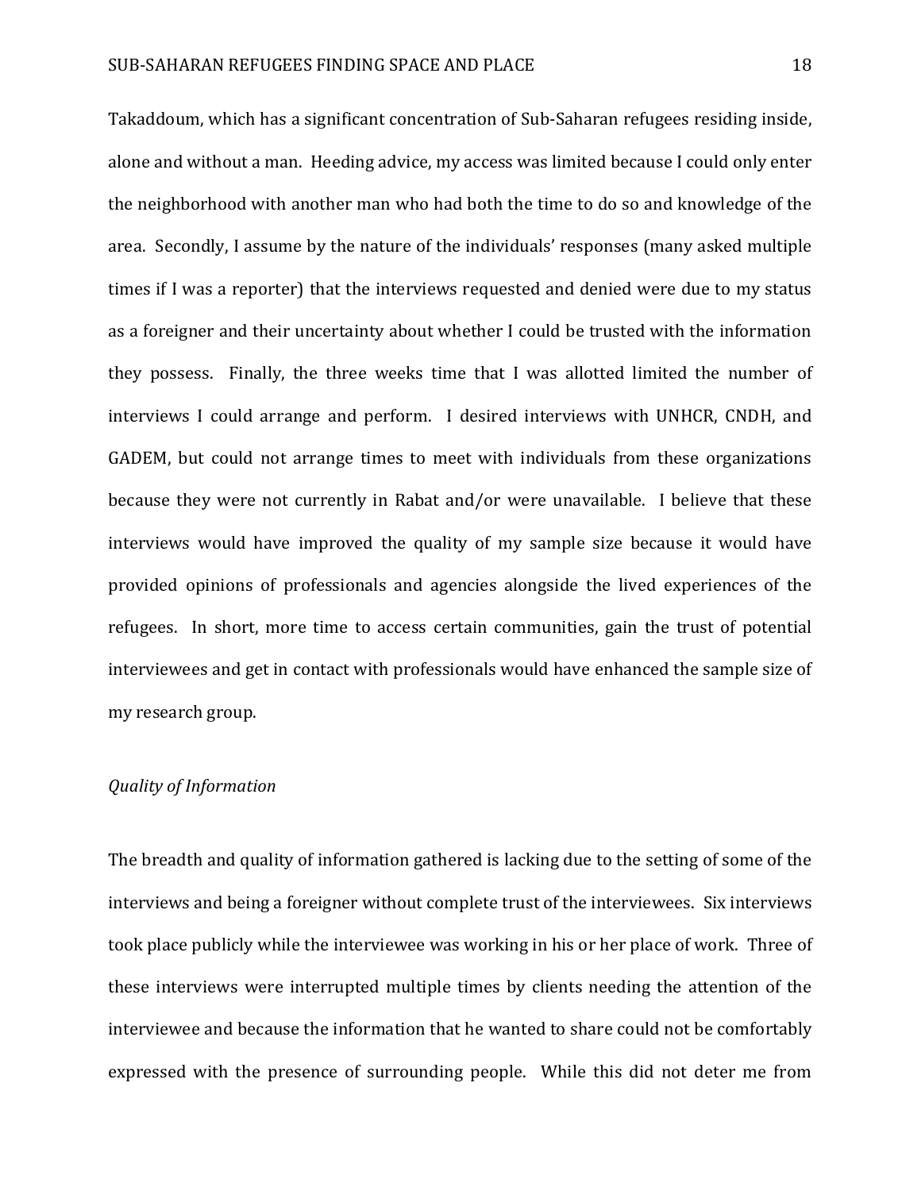Takaddoum, which has a significant concentration of Sub-Saharan refugees residing inside, alone and without a man. Heeding advice, my access was limited because I could only enter the neighborhood with another man who had both the time to do so and knowledge of the area. Secondly, I assume by the nature of the individuals' responses (many asked multiple times if I was a reporter) that the interviews requested and denied were due to my status as a foreigner and their uncertainty about whether I could be trusted with the information they possess. Finally, the three weeks time that I was allotted limited the number of interviews I could arrange and perform. I desired interviews with UNHCR, CNDH, and GADEM, but could not arrange times to meet with individuals from these organizations because they were not currently in Rabat and/or were unavailable. I believe that these interviews would have improved the quality of my sample size because it would have provided opinions of professionals and agencies alongside the lived experiences of the refugees. In short, more time to access certain communities, gain the trust of potential interviewees and get in contact with professionals would have enhanced the sample size of my research group.

*Quality of Information*

The breadth and quality of information gathered is lacking due to the setting of some of the interviews and being a foreigner without complete trust of the interviewees. Six interviews took place publicly while the interviewee was working in his or her place of work. Three of these interviews were interrupted multiple times by clients needing the attention of the interviewee and because the information that he wanted to share could not be comfortably expressed with the presence of surrounding people. While this did not deter me from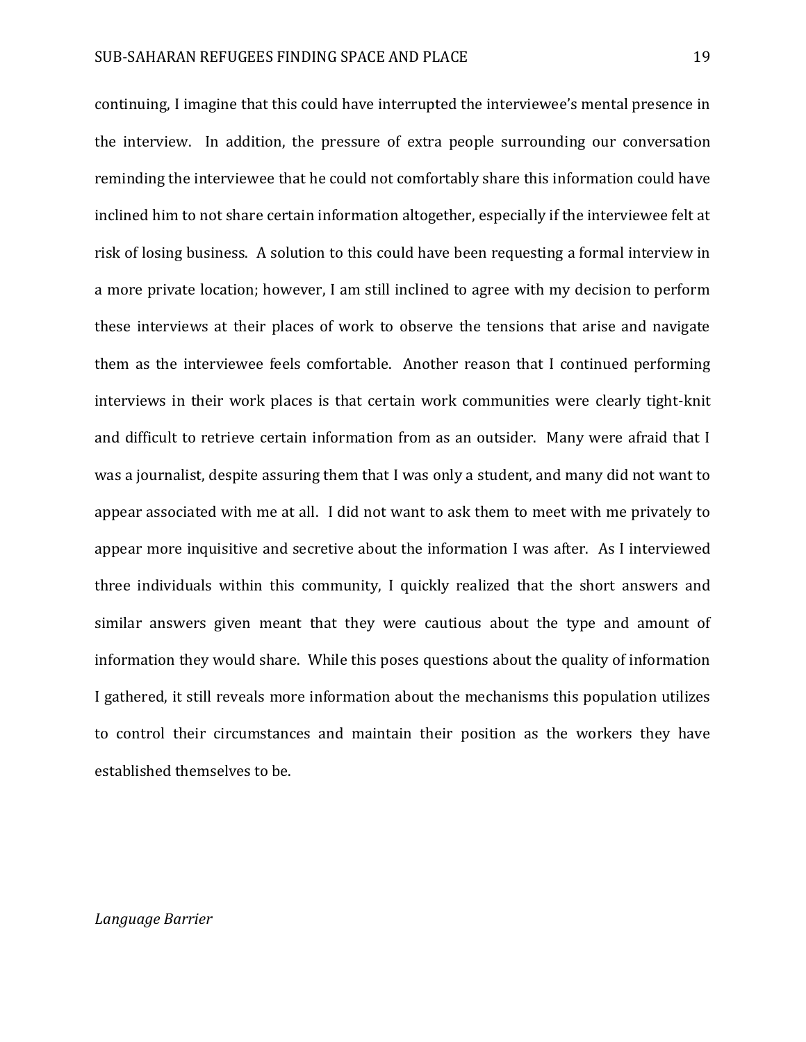continuing, I imagine that this could have interrupted the interviewee's mental presence in the interview. In addition, the pressure of extra people surrounding our conversation reminding the interviewee that he could not comfortably share this information could have inclined him to not share certain information altogether, especially if the interviewee felt at risk of losing business. A solution to this could have been requesting a formal interview in a more private location; however, I am still inclined to agree with my decision to perform these interviews at their places of work to observe the tensions that arise and navigate them as the interviewee feels comfortable. Another reason that I continued performing interviews in their work places is that certain work communities were clearly tight-knit and difficult to retrieve certain information from as an outsider. Many were afraid that I was a journalist, despite assuring them that I was only a student, and many did not want to appear associated with me at all. I did not want to ask them to meet with me privately to appear more inquisitive and secretive about the information I was after. As I interviewed three individuals within this community, I quickly realized that the short answers and similar answers given meant that they were cautious about the type and amount of information they would share. While this poses questions about the quality of information I gathered, it still reveals more information about the mechanisms this population utilizes to control their circumstances and maintain their position as the workers they have established themselves to be.

*Language Barrier*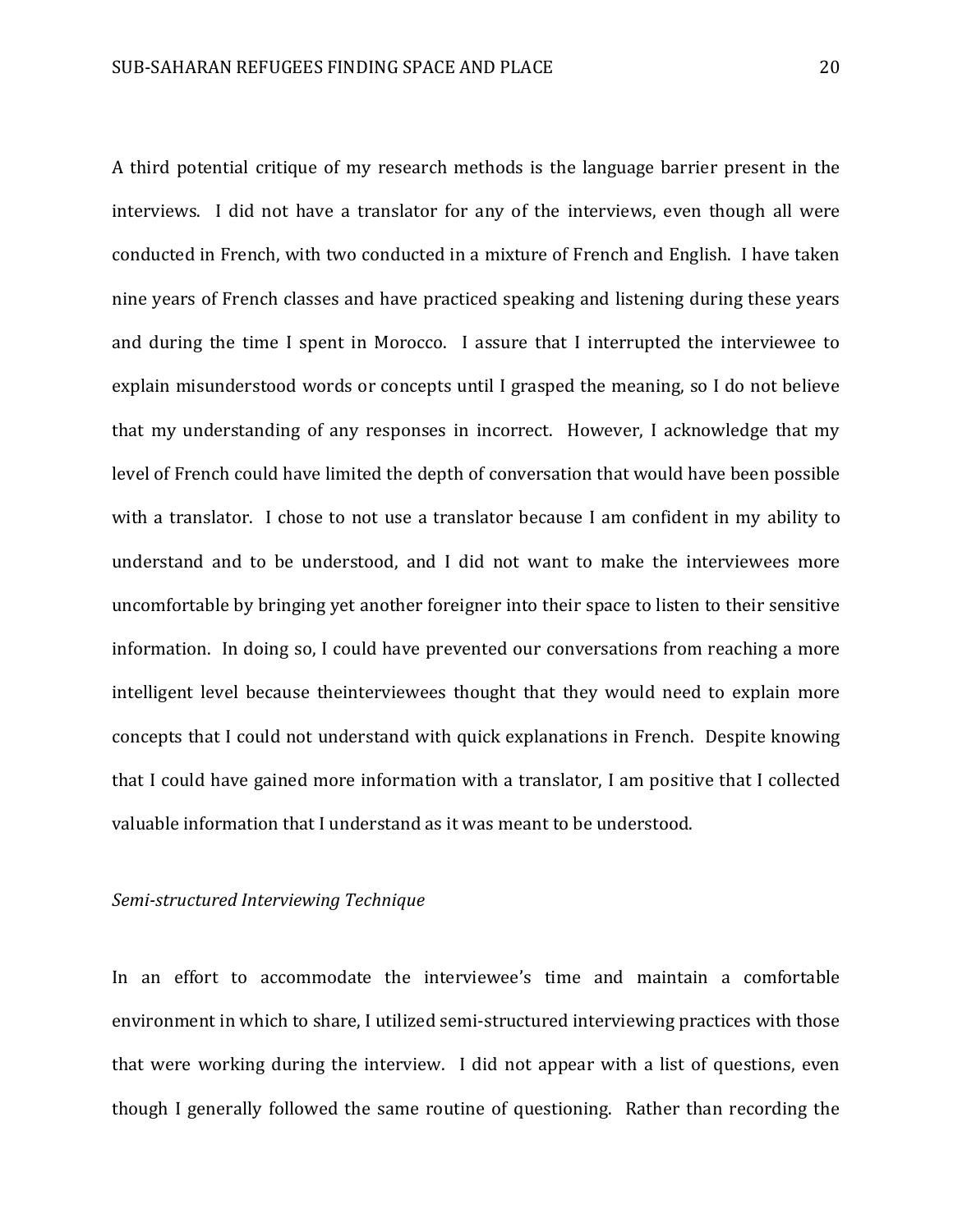A third potential critique of my research methods is the language barrier present in the interviews. I did not have a translator for any of the interviews, even though all were conducted in French, with two conducted in a mixture of French and English. I have taken nine years of French classes and have practiced speaking and listening during these years and during the time I spent in Morocco. I assure that I interrupted the interviewee to explain misunderstood words or concepts until I grasped the meaning, so I do not believe that my understanding of any responses in incorrect. However, I acknowledge that my level of French could have limited the depth of conversation that would have been possible with a translator. I chose to not use a translator because I am confident in my ability to understand and to be understood, and I did not want to make the interviewees more uncomfortable by bringing yet another foreigner into their space to listen to their sensitive information. In doing so, I could have prevented our conversations from reaching a more intelligent level because theinterviewees thought that they would need to explain more concepts that I could not understand with quick explanations in French. Despite knowing that I could have gained more information with a translator, I am positive that I collected valuable information that I understand as it was meant to be understood.

*Semi-structured Interviewing Technique*

In an effort to accommodate the interviewee's time and maintain a comfortable environment in which to share, I utilized semi-structured interviewing practices with those that were working during the interview. I did not appear with a list of questions, even though I generally followed the same routine of questioning. Rather than recording the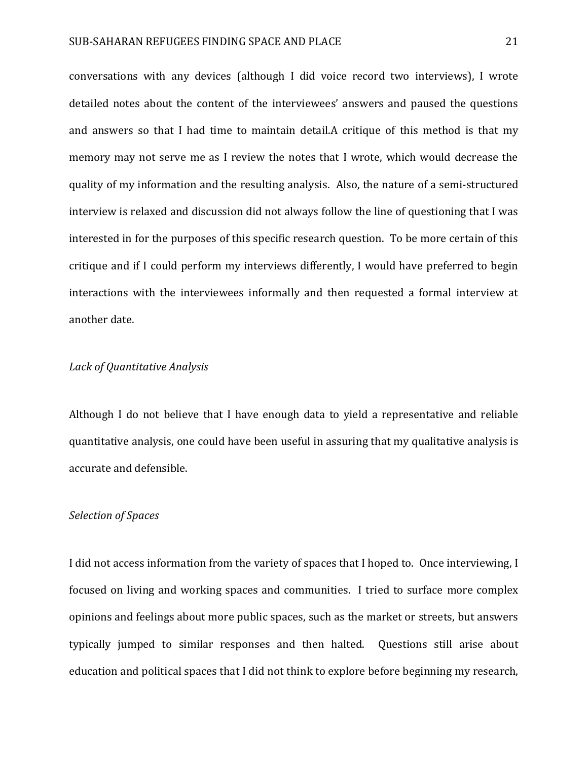conversations with any devices (although I did voice record two interviews), I wrote detailed notes about the content of the interviewees' answers and paused the questions and answers so that I had time to maintain detail.A critique of this method is that my memory may not serve me as I review the notes that I wrote, which would decrease the quality of my information and the resulting analysis. Also, the nature of a semi-structured interview is relaxed and discussion did not always follow the line of questioning that I was interested in for the purposes of this specific research question. To be more certain of this critique and if I could perform my interviews differently, I would have preferred to begin interactions with the interviewees informally and then requested a formal interview at another date.

*Lack of Quantitative Analysis*

Although I do not believe that I have enough data to yield a representative and reliable quantitative analysis, one could have been useful in assuring that my qualitative analysis is accurate and defensible.

*Selection of Spaces*

I did not access information from the variety of spaces that I hoped to. Once interviewing, I focused on living and working spaces and communities. I tried to surface more complex opinions and feelings about more public spaces, such as the market or streets, but answers typically jumped to similar responses and then halted. Questions still arise about education and political spaces that I did not think to explore before beginning my research,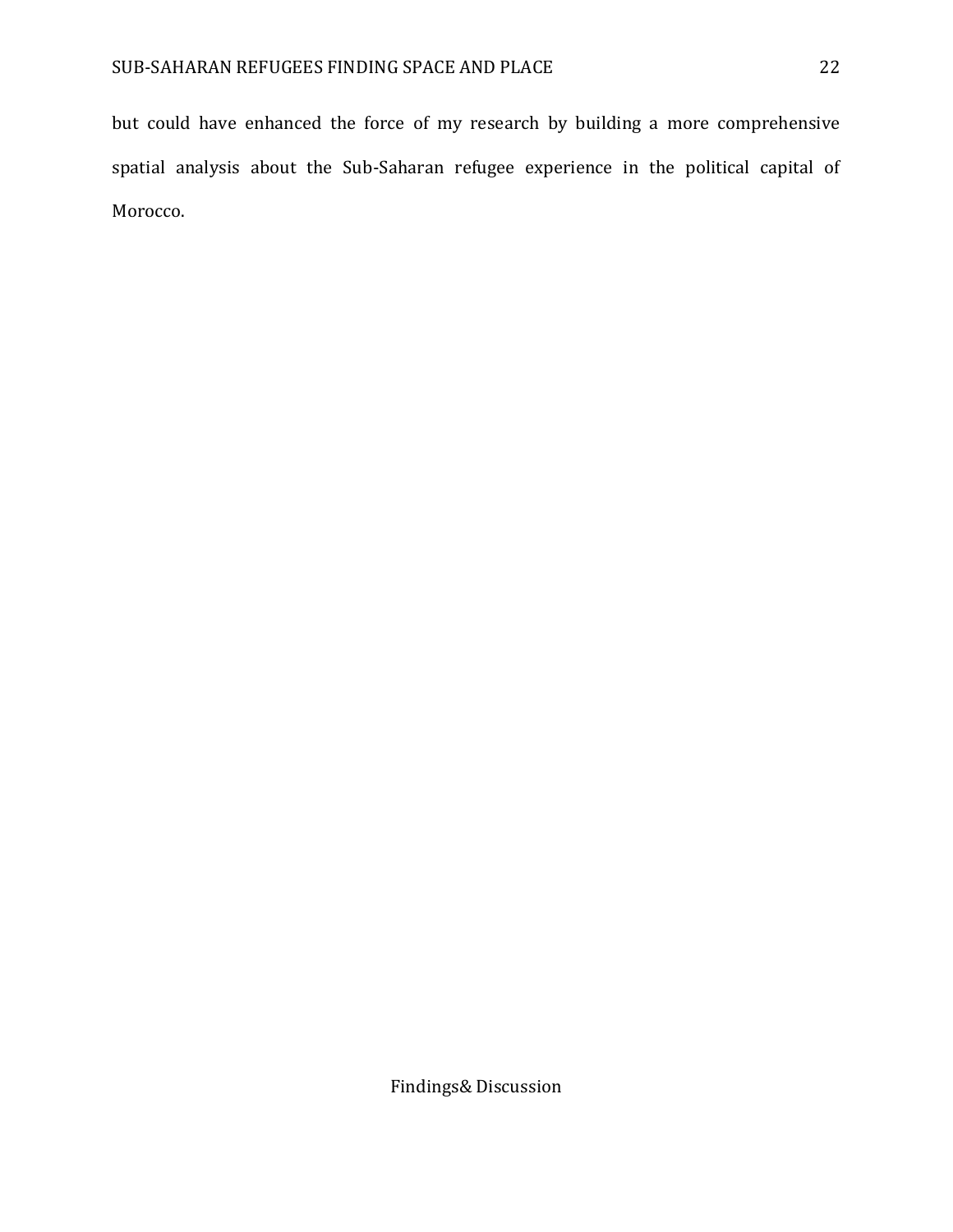but could have enhanced the force of my research by building a more comprehensive spatial analysis about the Sub-Saharan refugee experience in the political capital of Morocco.

## Findings& Discussion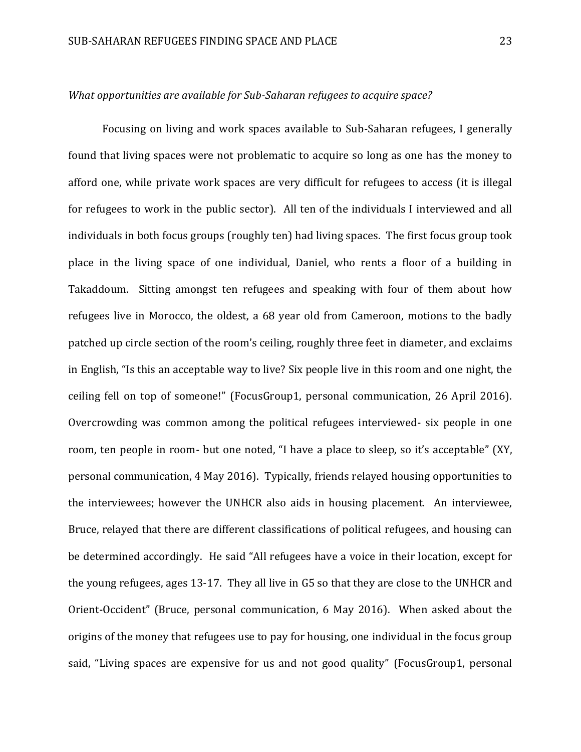*What opportunities are available for Sub-Saharan refugees to acquire space?*

Focusing on living and work spaces available to Sub-Saharan refugees, I generally found that living spaces were not problematic to acquire so long as one has the money to afford one, while private work spaces are very difficult for refugees to access (it is illegal for refugees to work in the public sector). All ten of the individuals I interviewed and all individuals in both focus groups (roughly ten) had living spaces. The first focus group took place in the living space of one individual, Daniel, who rents a floor of a building in Takaddoum. Sitting amongst ten refugees and speaking with four of them about how refugees live in Morocco, the oldest, a 68 year old from Cameroon, motions to the badly patched up circle section of the room's ceiling, roughly three feet in diameter, and exclaims in English, "Is this an acceptable way to live? Six people live in this room and one night, the ceiling fell on top of someone!" (FocusGroup1, personal communication, 26 April 2016). Overcrowding was common among the political refugees interviewed- six people in one room, ten people in room- but one noted, "I have a place to sleep, so it's acceptable" (XY, personal communication, 4 May 2016). Typically, friends relayed housing opportunities to the interviewees; however the UNHCR also aids in housing placement. An interviewee, Bruce, relayed that there are different classifications of political refugees, and housing can be determined accordingly. He said "All refugees have a voice in their location, except for the young refugees, ages 13-17. They all live in G5 so that they are close to the UNHCR and Orient-Occident" (Bruce, personal communication, 6 May 2016). When asked about the origins of the money that refugees use to pay for housing, one individual in the focus group said, "Living spaces are expensive for us and not good quality" (FocusGroup1, personal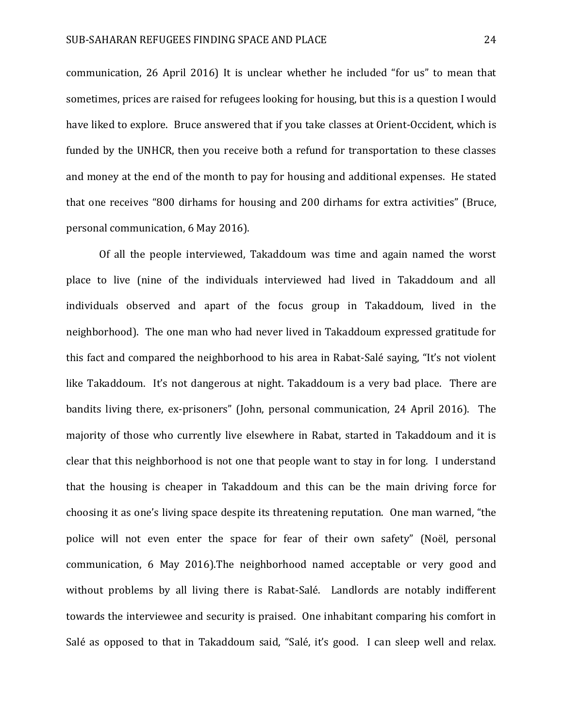communication, 26 April 2016) It is unclear whether he included "for us" to mean that sometimes, prices are raised for refugees looking for housing, but this is a question I would have liked to explore. Bruce answered that if you take classes at Orient-Occident, which is funded by the UNHCR, then you receive both a refund for transportation to these classes and money at the end of the month to pay for housing and additional expenses. He stated that one receives "800 dirhams for housing and 200 dirhams for extra activities" (Bruce, personal communication, 6 May 2016).

Of all the people interviewed, Takaddoum was time and again named the worst place to live (nine of the individuals interviewed had lived in Takaddoum and all individuals observed and apart of the focus group in Takaddoum, lived in the neighborhood). The one man who had never lived in Takaddoum expressed gratitude for this fact and compared the neighborhood to his area in Rabat-Salé saying, "It's not violent like Takaddoum. It's not dangerous at night. Takaddoum is a very bad place. There are bandits living there, ex-prisoners" (John, personal communication, 24 April 2016). The majority of those who currently live elsewhere in Rabat, started in Takaddoum and it is clear that this neighborhood is not one that people want to stay in for long. I understand that the housing is cheaper in Takaddoum and this can be the main driving force for choosing it as one's living space despite its threatening reputation. One man warned, "the police will not even enter the space for fear of their own safety" (Noël, personal communication, 6 May 2016).The neighborhood named acceptable or very good and without problems by all living there is Rabat-Salé. Landlords are notably indifferent towards the interviewee and security is praised. One inhabitant comparing his comfort in Salé as opposed to that in Takaddoum said, "Salé, it's good. I can sleep well and relax.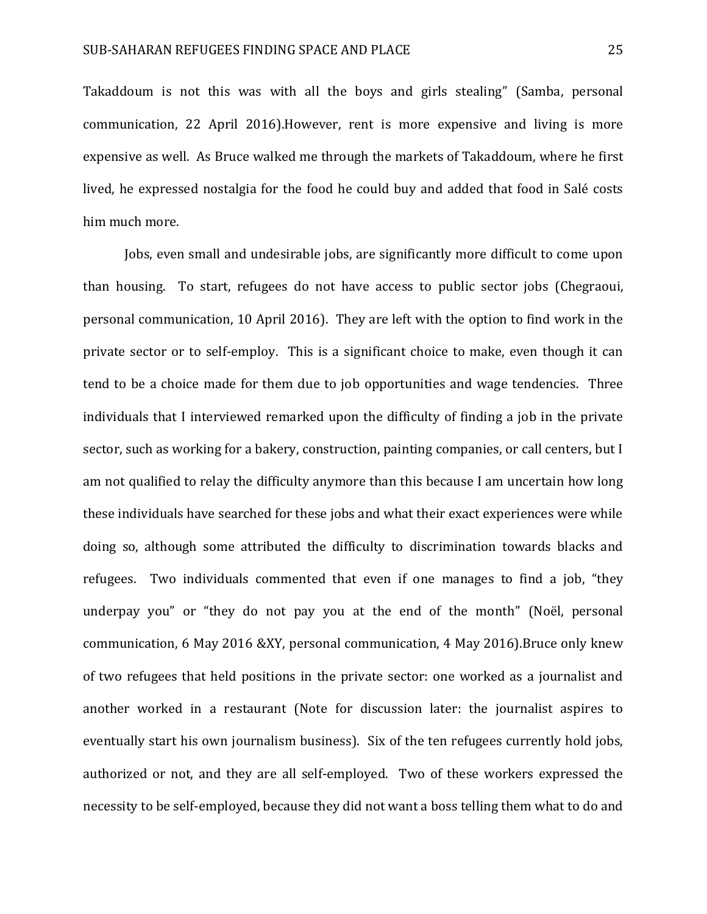Takaddoum is not this was with all the boys and girls stealing" (Samba, personal communication, 22 April 2016).However, rent is more expensive and living is more expensive as well. As Bruce walked me through the markets of Takaddoum, where he first lived, he expressed nostalgia for the food he could buy and added that food in Salé costs him much more.

Jobs, even small and undesirable jobs, are significantly more difficult to come upon than housing. To start, refugees do not have access to public sector jobs (Chegraoui, personal communication, 10 April 2016). They are left with the option to find work in the private sector or to self-employ. This is a significant choice to make, even though it can tend to be a choice made for them due to job opportunities and wage tendencies. Three individuals that I interviewed remarked upon the difficulty of finding a job in the private sector, such as working for a bakery, construction, painting companies, or call centers, but I am not qualified to relay the difficulty anymore than this because I am uncertain how long these individuals have searched for these jobs and what their exact experiences were while doing so, although some attributed the difficulty to discrimination towards blacks and refugees. Two individuals commented that even if one manages to find a job, "they underpay you" or "they do not pay you at the end of the month" (Noël, personal communication, 6 May 2016 &XY, personal communication, 4 May 2016).Bruce only knew of two refugees that held positions in the private sector: one worked as a journalist and another worked in a restaurant (Note for discussion later: the journalist aspires to eventually start his own journalism business). Six of the ten refugees currently hold jobs, authorized or not, and they are all self-employed. Two of these workers expressed the necessity to be self-employed, because they did not want a boss telling them what to do and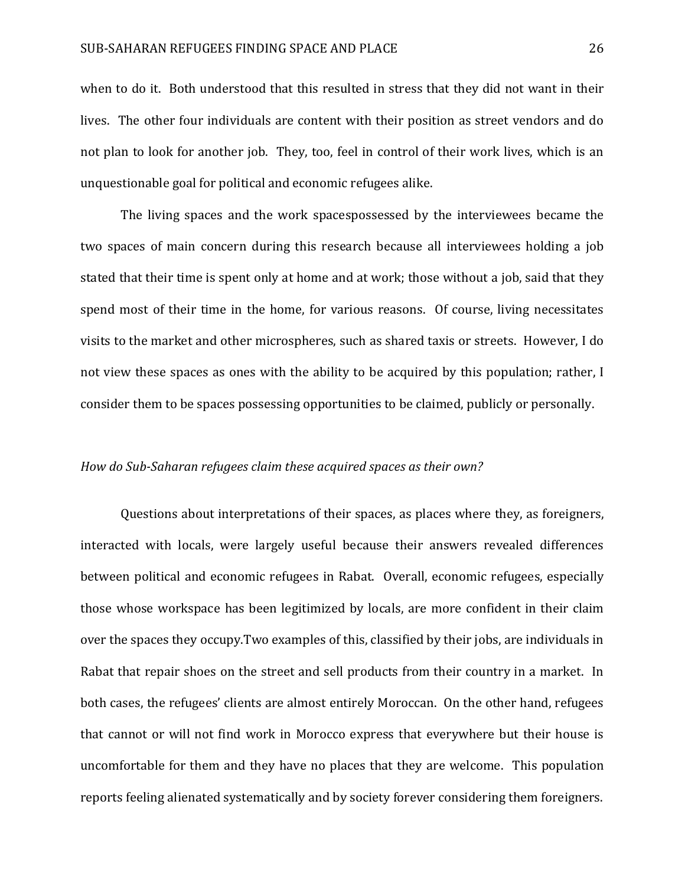when to do it. Both understood that this resulted in stress that they did not want in their lives. The other four individuals are content with their position as street vendors and do not plan to look for another job. They, too, feel in control of their work lives, which is an unquestionable goal for political and economic refugees alike.

The living spaces and the work spacespossessed by the interviewees became the two spaces of main concern during this research because all interviewees holding a job stated that their time is spent only at home and at work; those without a job, said that they spend most of their time in the home, for various reasons. Of course, living necessitates visits to the market and other microspheres, such as shared taxis or streets. However, I do not view these spaces as ones with the ability to be acquired by this population; rather, I consider them to be spaces possessing opportunities to be claimed, publicly or personally.

*How do Sub-Saharan refugees claim these acquired spaces as their own?*

Questions about interpretations of their spaces, as places where they, as foreigners, interacted with locals, were largely useful because their answers revealed differences between political and economic refugees in Rabat. Overall, economic refugees, especially those whose workspace has been legitimized by locals, are more confident in their claim over the spaces they occupy.Two examples of this, classified by their jobs, are individuals in Rabat that repair shoes on the street and sell products from their country in a market. In both cases, the refugees' clients are almost entirely Moroccan. On the other hand, refugees that cannot or will not find work in Morocco express that everywhere but their house is uncomfortable for them and they have no places that they are welcome. This population reports feeling alienated systematically and by society forever considering them foreigners.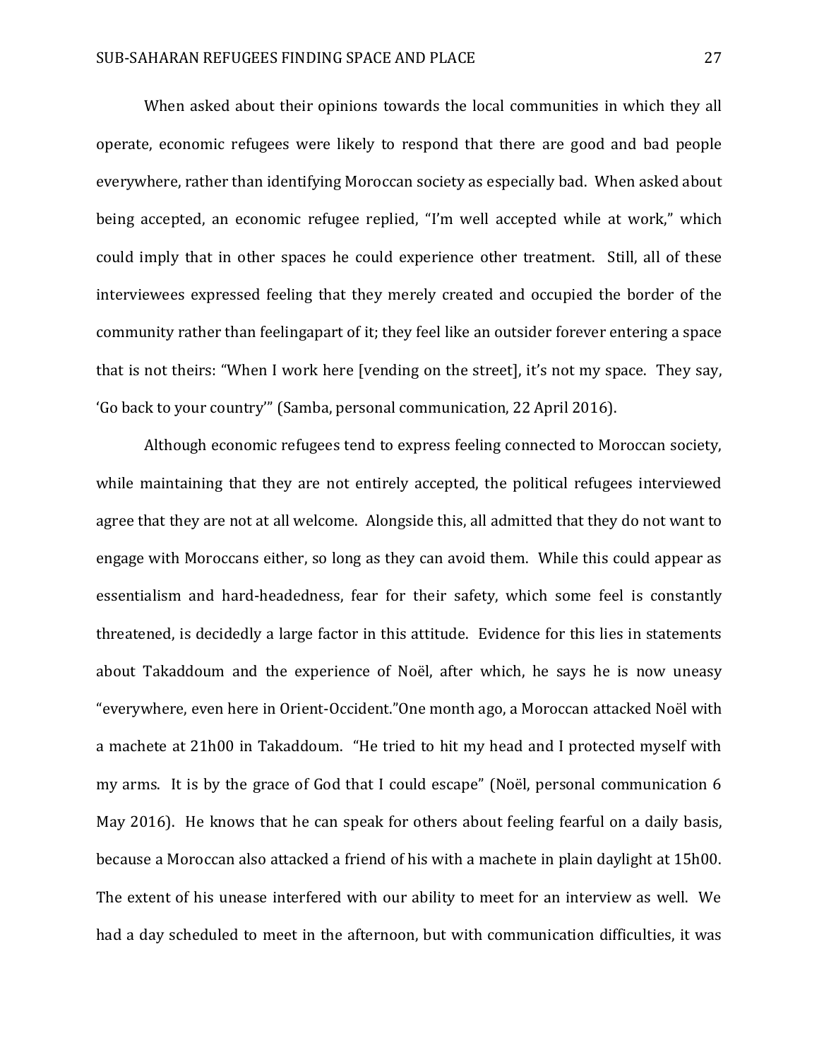When asked about their opinions towards the local communities in which they all operate, economic refugees were likely to respond that there are good and bad people everywhere, rather than identifying Moroccan society as especially bad. When asked about being accepted, an economic refugee replied, "I'm well accepted while at work," which could imply that in other spaces he could experience other treatment. Still, all of these interviewees expressed feeling that they merely created and occupied the border of the community rather than feelingapart of it; they feel like an outsider forever entering a space that is not theirs: "When I work here [vending on the street], it's not my space. They say, 'Go back to your country'" (Samba, personal communication, 22 April 2016).

Although economic refugees tend to express feeling connected to Moroccan society, while maintaining that they are not entirely accepted, the political refugees interviewed agree that they are not at all welcome. Alongside this, all admitted that they do not want to engage with Moroccans either, so long as they can avoid them. While this could appear as essentialism and hard-headedness, fear for their safety, which some feel is constantly threatened, is decidedly a large factor in this attitude. Evidence for this lies in statements about Takaddoum and the experience of Noël, after which, he says he is now uneasy "everywhere, even here in Orient-Occident."One month ago, a Moroccan attacked Noël with a machete at 21h00 in Takaddoum. "He tried to hit my head and I protected myself with my arms. It is by the grace of God that I could escape" (Noël, personal communication 6 May 2016). He knows that he can speak for others about feeling fearful on a daily basis, because a Moroccan also attacked a friend of his with a machete in plain daylight at 15h00. The extent of his unease interfered with our ability to meet for an interview as well. We had a day scheduled to meet in the afternoon, but with communication difficulties, it was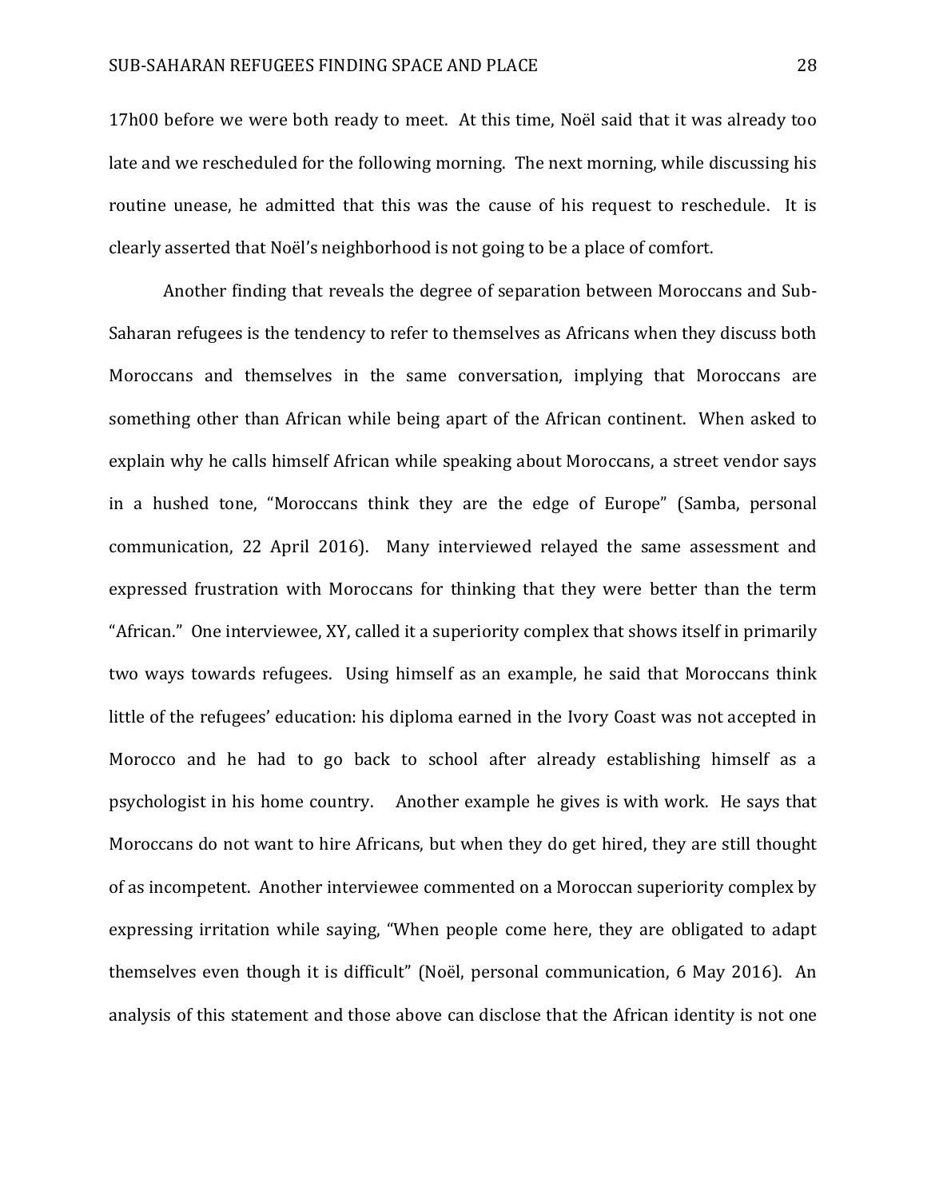17h00 before we were both ready to meet. At this time, Noël said that it was already too late and we rescheduled for the following morning. The next morning, while discussing his routine unease, he admitted that this was the cause of his request to reschedule. It is clearly asserted that Noël's neighborhood is not going to be a place of comfort.

Another finding that reveals the degree of separation between Moroccans and Sub-Saharan refugees is the tendency to refer to themselves as Africans when they discuss both Moroccans and themselves in the same conversation, implying that Moroccans are something other than African while being apart of the African continent. When asked to explain why he calls himself African while speaking about Moroccans, a street vendor says in a hushed tone, "Moroccans think they are the edge of Europe" (Samba, personal communication, 22 April 2016). Many interviewed relayed the same assessment and expressed frustration with Moroccans for thinking that they were better than the term "African." One interviewee, XY, called it a superiority complex that shows itself in primarily two ways towards refugees. Using himself as an example, he said that Moroccans think little of the refugees' education: his diploma earned in the Ivory Coast was not accepted in Morocco and he had to go back to school after already establishing himself as a psychologist in his home country. Another example he gives is with work. He says that Moroccans do not want to hire Africans, but when they do get hired, they are still thought of as incompetent. Another interviewee commented on a Moroccan superiority complex by expressing irritation while saying, "When people come here, they are obligated to adapt themselves even though it is difficult" (Noël, personal communication, 6 May 2016). An analysis of this statement and those above can disclose that the African identity is not one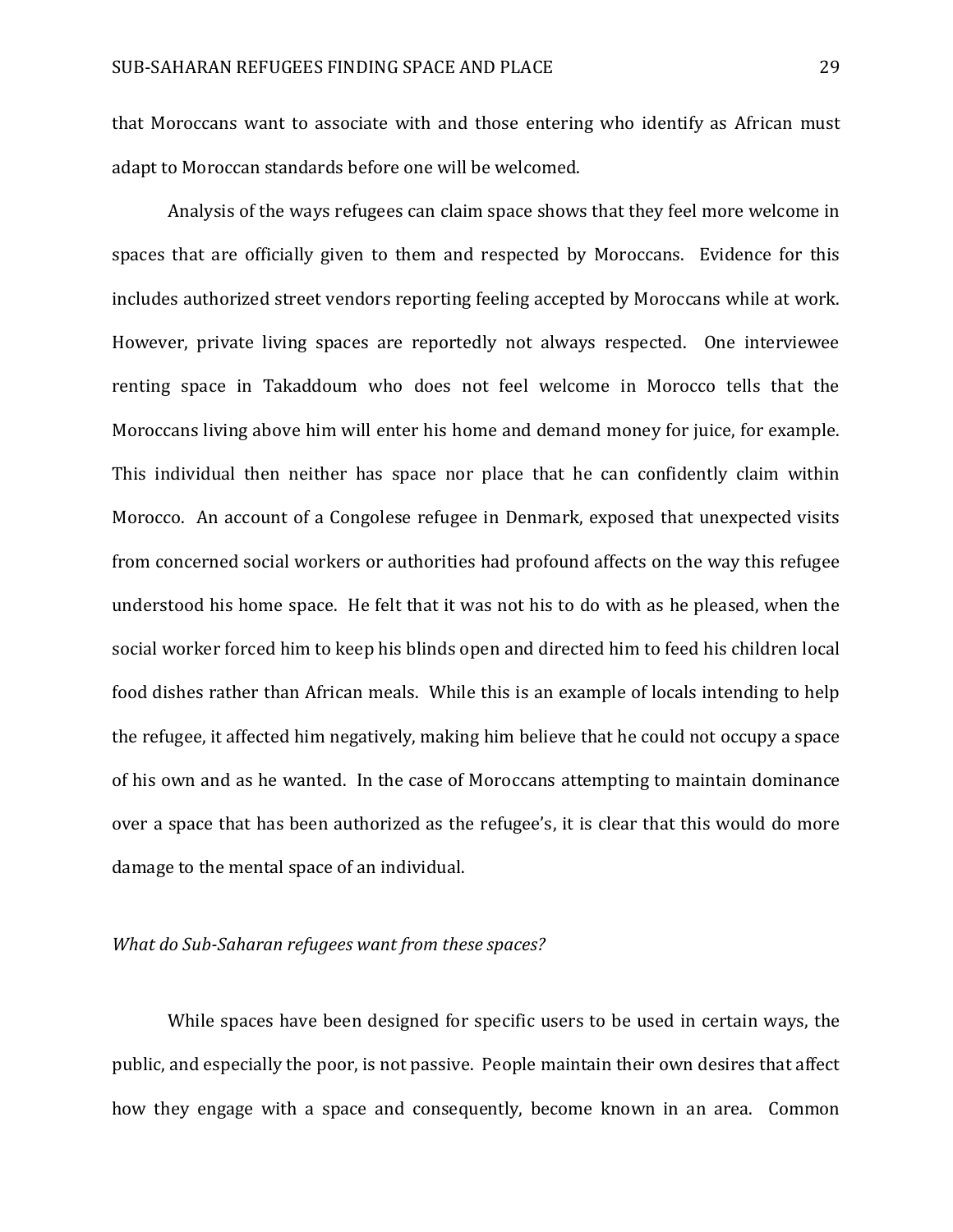that Moroccans want to associate with and those entering who identify as African must adapt to Moroccan standards before one will be welcomed.

Analysis of the ways refugees can claim space shows that they feel more welcome in spaces that are officially given to them and respected by Moroccans. Evidence for this includes authorized street vendors reporting feeling accepted by Moroccans while at work. However, private living spaces are reportedly not always respected. One interviewee renting space in Takaddoum who does not feel welcome in Morocco tells that the Moroccans living above him will enter his home and demand money for juice, for example. This individual then neither has space nor place that he can confidently claim within Morocco. An account of a Congolese refugee in Denmark, exposed that unexpected visits from concerned social workers or authorities had profound affects on the way this refugee understood his home space. He felt that it was not his to do with as he pleased, when the social worker forced him to keep his blinds open and directed him to feed his children local food dishes rather than African meals. While this is an example of locals intending to help the refugee, it affected him negatively, making him believe that he could not occupy a space of his own and as he wanted. In the case of Moroccans attempting to maintain dominance over a space that has been authorized as the refugee's, it is clear that this would do more damage to the mental space of an individual.

*What do Sub-Saharan refugees want from these spaces?*

While spaces have been designed for specific users to be used in certain ways, the public, and especially the poor, is not passive. People maintain their own desires that affect how they engage with a space and consequently, become known in an area. Common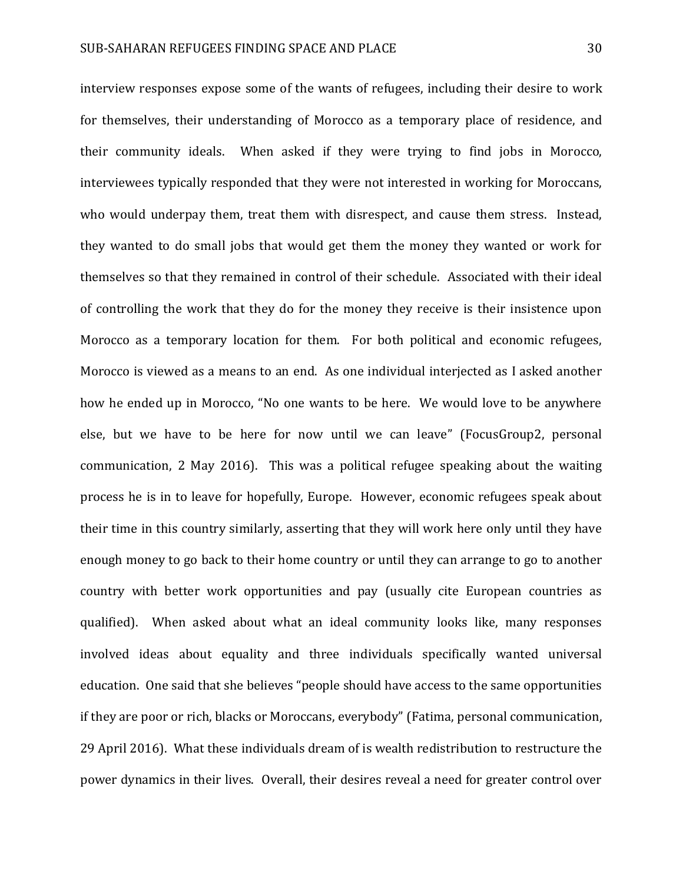interview responses expose some of the wants of refugees, including their desire to work for themselves, their understanding of Morocco as a temporary place of residence, and their community ideals. When asked if they were trying to find jobs in Morocco, interviewees typically responded that they were not interested in working for Moroccans, who would underpay them, treat them with disrespect, and cause them stress. Instead, they wanted to do small jobs that would get them the money they wanted or work for themselves so that they remained in control of their schedule. Associated with their ideal of controlling the work that they do for the money they receive is their insistence upon Morocco as a temporary location for them. For both political and economic refugees, Morocco is viewed as a means to an end. As one individual interjected as I asked another how he ended up in Morocco, "No one wants to be here. We would love to be anywhere else, but we have to be here for now until we can leave" (FocusGroup2, personal communication, 2 May 2016). This was a political refugee speaking about the waiting process he is in to leave for hopefully, Europe. However, economic refugees speak about their time in this country similarly, asserting that they will work here only until they have enough money to go back to their home country or until they can arrange to go to another country with better work opportunities and pay (usually cite European countries as qualified). When asked about what an ideal community looks like, many responses involved ideas about equality and three individuals specifically wanted universal education. One said that she believes "people should have access to the same opportunities if they are poor or rich, blacks or Moroccans, everybody" (Fatima, personal communication, 29 April 2016). What these individuals dream of is wealth redistribution to restructure the power dynamics in their lives. Overall, their desires reveal a need for greater control over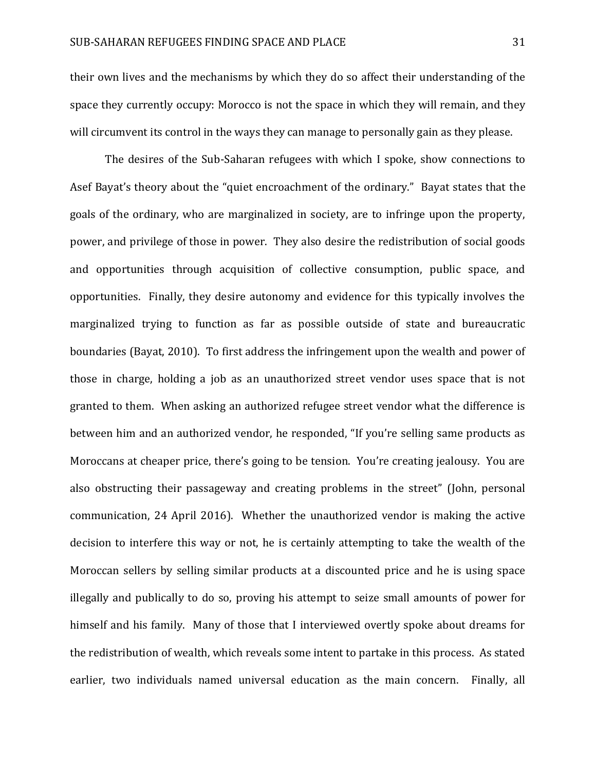their own lives and the mechanisms by which they do so affect their understanding of the space they currently occupy: Morocco is not the space in which they will remain, and they will circumvent its control in the ways they can manage to personally gain as they please.

The desires of the Sub-Saharan refugees with which I spoke, show connections to Asef Bayat's theory about the "quiet encroachment of the ordinary." Bayat states that the goals of the ordinary, who are marginalized in society, are to infringe upon the property, power, and privilege of those in power. They also desire the redistribution of social goods and opportunities through acquisition of collective consumption, public space, and opportunities. Finally, they desire autonomy and evidence for this typically involves the marginalized trying to function as far as possible outside of state and bureaucratic boundaries (Bayat, 2010). To first address the infringement upon the wealth and power of those in charge, holding a job as an unauthorized street vendor uses space that is not granted to them. When asking an authorized refugee street vendor what the difference is between him and an authorized vendor, he responded, "If you're selling same products as Moroccans at cheaper price, there's going to be tension. You're creating jealousy. You are also obstructing their passageway and creating problems in the street" (John, personal communication, 24 April 2016). Whether the unauthorized vendor is making the active decision to interfere this way or not, he is certainly attempting to take the wealth of the Moroccan sellers by selling similar products at a discounted price and he is using space illegally and publically to do so, proving his attempt to seize small amounts of power for himself and his family. Many of those that I interviewed overtly spoke about dreams for the redistribution of wealth, which reveals some intent to partake in this process. As stated earlier, two individuals named universal education as the main concern. Finally, all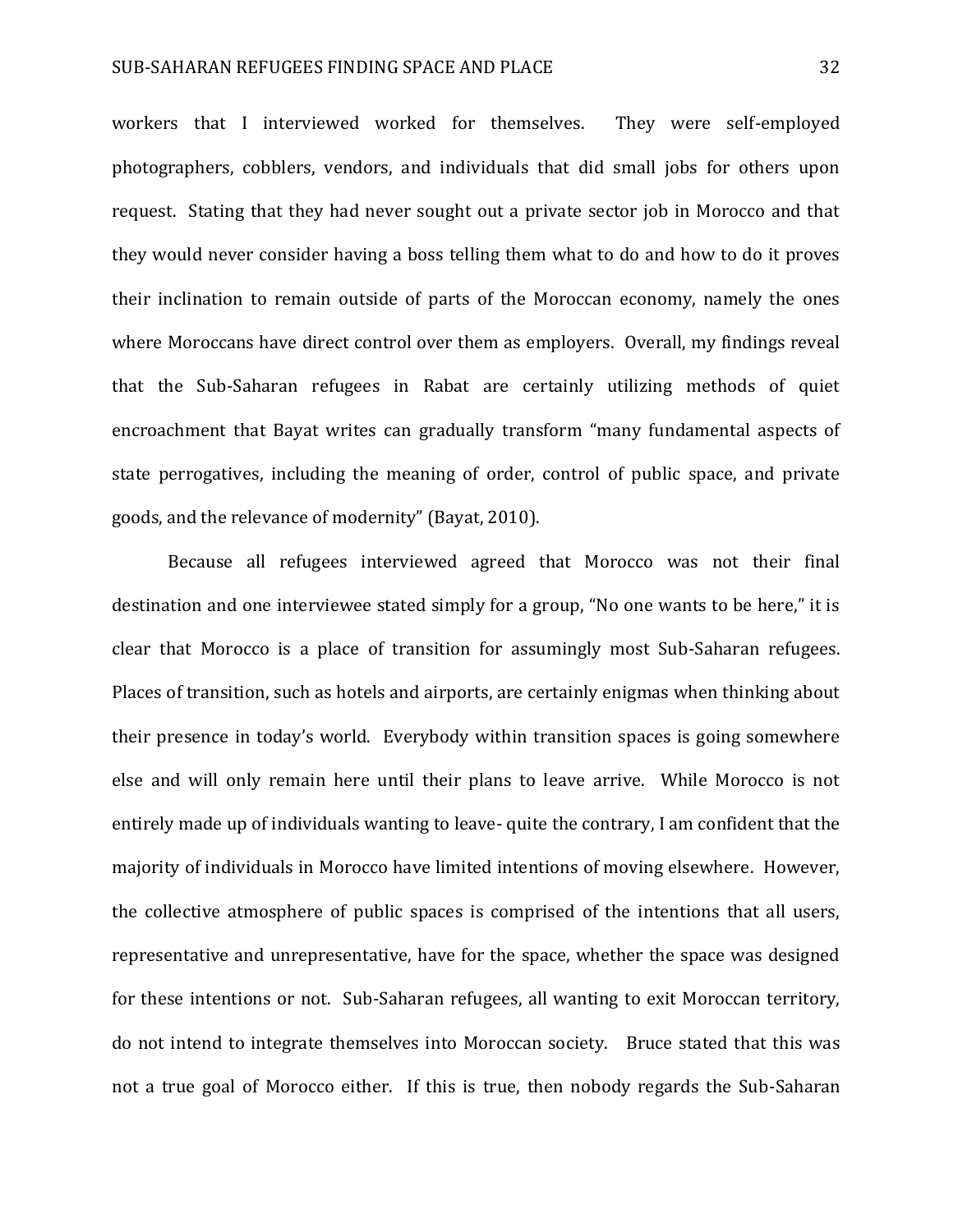workers that I interviewed worked for themselves. They were self-employed photographers, cobblers, vendors, and individuals that did small jobs for others upon request. Stating that they had never sought out a private sector job in Morocco and that they would never consider having a boss telling them what to do and how to do it proves their inclination to remain outside of parts of the Moroccan economy, namely the ones where Moroccans have direct control over them as employers. Overall, my findings reveal that the Sub-Saharan refugees in Rabat are certainly utilizing methods of quiet encroachment that Bayat writes can gradually transform "many fundamental aspects of state perrogatives, including the meaning of order, control of public space, and private goods, and the relevance of modernity" (Bayat, 2010).

Because all refugees interviewed agreed that Morocco was not their final destination and one interviewee stated simply for a group, "No one wants to be here," it is clear that Morocco is a place of transition for assumingly most Sub-Saharan refugees. Places of transition, such as hotels and airports, are certainly enigmas when thinking about their presence in today's world. Everybody within transition spaces is going somewhere else and will only remain here until their plans to leave arrive. While Morocco is not entirely made up of individuals wanting to leave- quite the contrary, I am confident that the majority of individuals in Morocco have limited intentions of moving elsewhere. However, the collective atmosphere of public spaces is comprised of the intentions that all users, representative and unrepresentative, have for the space, whether the space was designed for these intentions or not. Sub-Saharan refugees, all wanting to exit Moroccan territory, do not intend to integrate themselves into Moroccan society. Bruce stated that this was not a true goal of Morocco either. If this is true, then nobody regards the Sub-Saharan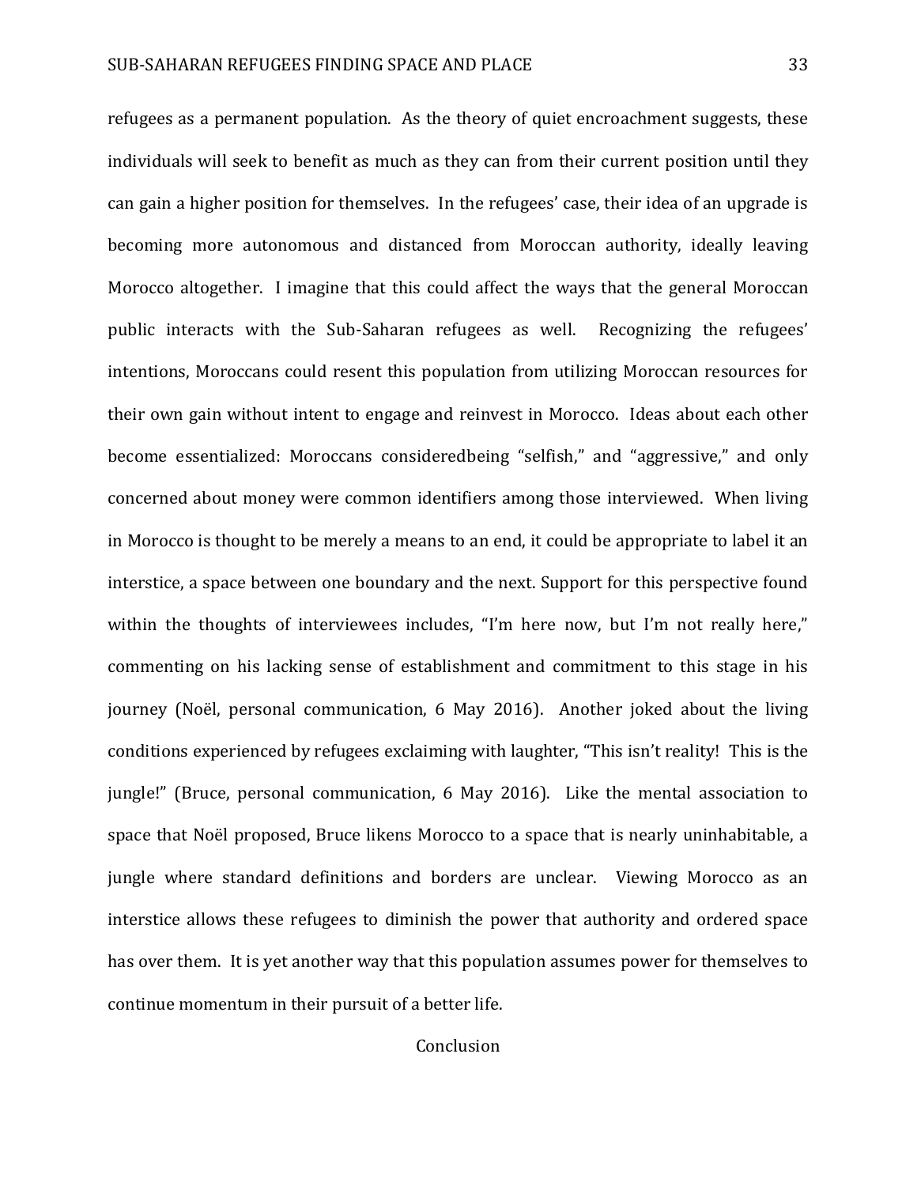refugees as a permanent population. As the theory of quiet encroachment suggests, these individuals will seek to benefit as much as they can from their current position until they can gain a higher position for themselves. In the refugees' case, their idea of an upgrade is becoming more autonomous and distanced from Moroccan authority, ideally leaving Morocco altogether. I imagine that this could affect the ways that the general Moroccan public interacts with the Sub-Saharan refugees as well. Recognizing the refugees' intentions, Moroccans could resent this population from utilizing Moroccan resources for their own gain without intent to engage and reinvest in Morocco. Ideas about each other become essentialized: Moroccans consideredbeing "selfish," and "aggressive," and only concerned about money were common identifiers among those interviewed. When living in Morocco is thought to be merely a means to an end, it could be appropriate to label it an interstice, a space between one boundary and the next. Support for this perspective found within the thoughts of interviewees includes, "I'm here now, but I'm not really here," commenting on his lacking sense of establishment and commitment to this stage in his journey (Noël, personal communication, 6 May 2016). Another joked about the living conditions experienced by refugees exclaiming with laughter, "This isn't reality! This is the jungle!" (Bruce, personal communication, 6 May 2016). Like the mental association to space that Noël proposed, Bruce likens Morocco to a space that is nearly uninhabitable, a jungle where standard definitions and borders are unclear. Viewing Morocco as an interstice allows these refugees to diminish the power that authority and ordered space has over them. It is yet another way that this population assumes power for themselves to continue momentum in their pursuit of a better life.

## Conclusion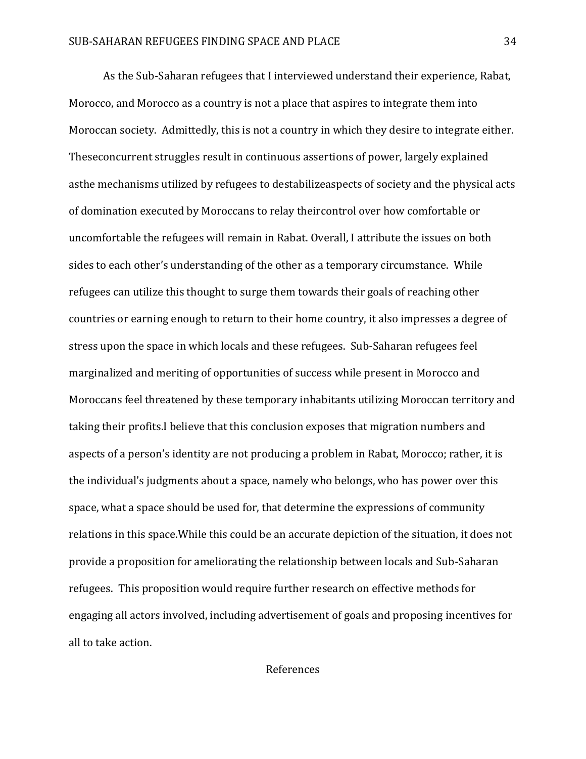As the Sub-Saharan refugees that I interviewed understand their experience, Rabat, Morocco, and Morocco as a country is not a place that aspires to integrate them into Moroccan society. Admittedly, this is not a country in which they desire to integrate either. Theseconcurrent struggles result in continuous assertions of power, largely explained asthe mechanisms utilized by refugees to destabilizeaspects of society and the physical acts of domination executed by Moroccans to relay theircontrol over how comfortable or uncomfortable the refugees will remain in Rabat. Overall, I attribute the issues on both sides to each other's understanding of the other as a temporary circumstance. While refugees can utilize this thought to surge them towards their goals of reaching other countries or earning enough to return to their home country, it also impresses a degree of stress upon the space in which locals and these refugees. Sub-Saharan refugees feel marginalized and meriting of opportunities of success while present in Morocco and Moroccans feel threatened by these temporary inhabitants utilizing Moroccan territory and taking their profits.I believe that this conclusion exposes that migration numbers and aspects of a person's identity are not producing a problem in Rabat, Morocco; rather, it is the individual's judgments about a space, namely who belongs, who has power over this space, what a space should be used for, that determine the expressions of community relations in this space.While this could be an accurate depiction of the situation, it does not provide a proposition for ameliorating the relationship between locals and Sub-Saharan refugees. This proposition would require further research on effective methods for engaging all actors involved, including advertisement of goals and proposing incentives for all to take action.

# References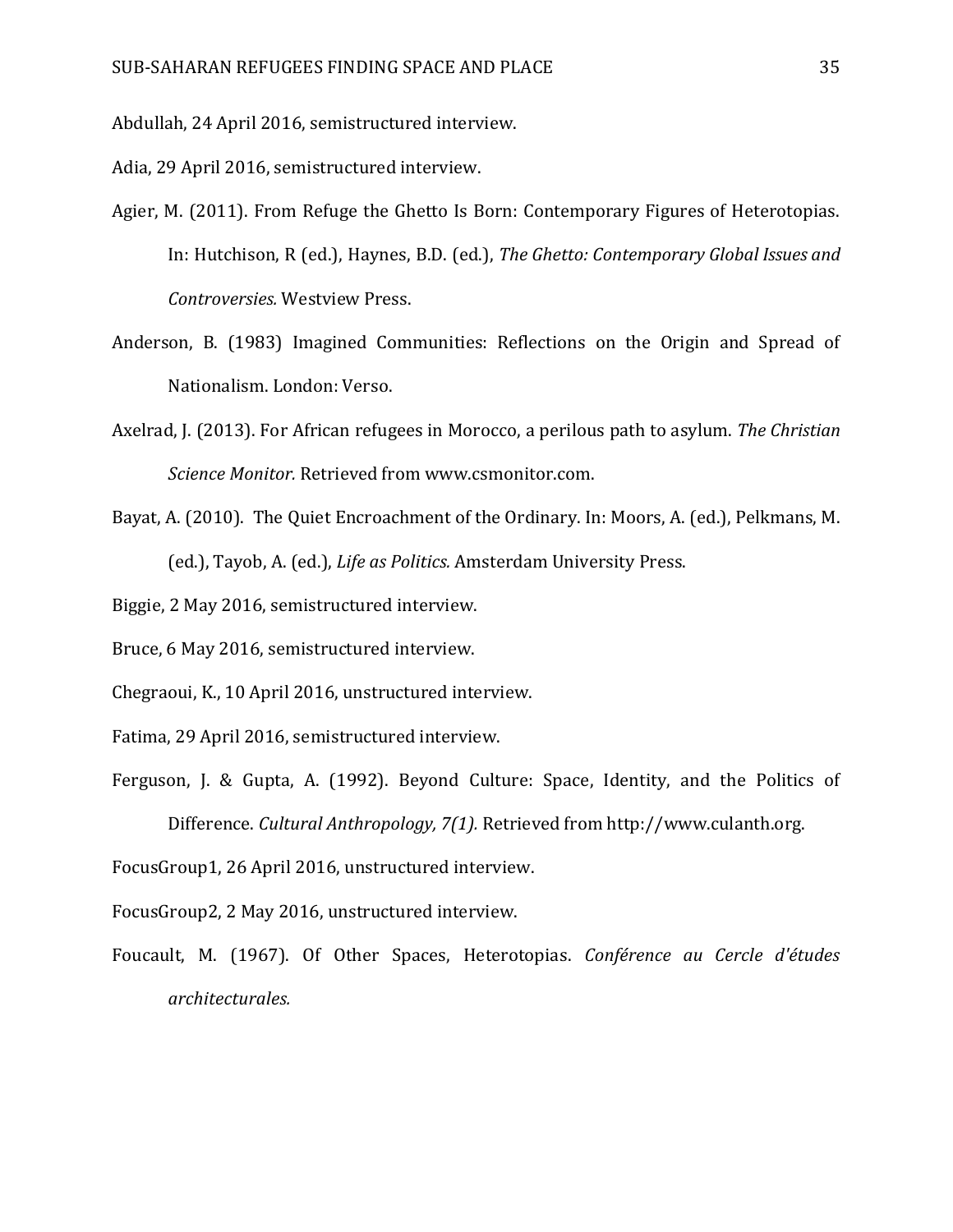Abdullah, 24 April 2016, semistructured interview.

Adia, 29 April 2016, semistructured interview.

Agier, M. (2011). From Refuge the Ghetto Is Born: Contemporary Figures of Heterotopias. In: Hutchison, R (ed.), Haynes, B.D. (ed.), *The Ghetto: Contemporary Global Issues and Controversies.* Westview Press.

Anderson, B. (1983) Imagined Communities: Reflections on the Origin and Spread of Nationalism. London: Verso.

Axelrad, J. (2013). For African refugees in Morocco, a perilous path to asylum. *The Christian Science Monitor.* Retrieved from www.csmonitor.com.

Bayat, A. (2010). The Quiet Encroachment of the Ordinary. In: Moors, A. (ed.), Pelkmans, M. (ed.), Tayob, A. (ed.), *Life as Politics.* Amsterdam University Press.

Biggie, 2 May 2016, semistructured interview.

Bruce, 6 May 2016, semistructured interview.

Chegraoui, K., 10 April 2016, unstructured interview.

Fatima, 29 April 2016, semistructured interview.

Ferguson, J. & Gupta, A. (1992). Beyond Culture: Space, Identity, and the Politics of Difference. *Cultural Anthropology, 7(1).* Retrieved from http://www.culanth.org.

FocusGroup1, 26 April 2016, unstructured interview.

FocusGroup2, 2 May 2016, unstructured interview.

Foucault, M. (1967). Of Other Spaces, Heterotopias. *Conférence au Cercle d'études architecturales.*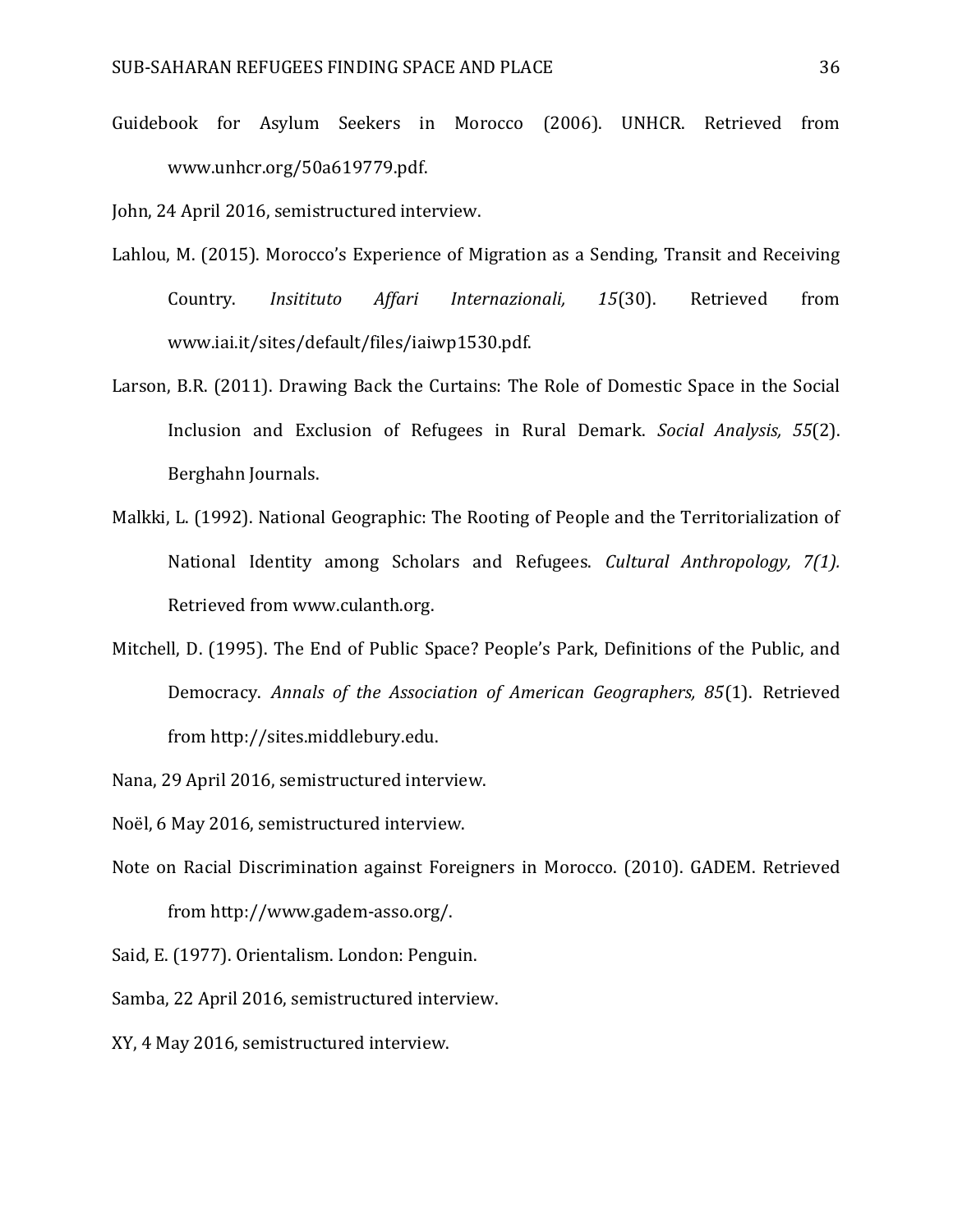Guidebook for Asylum Seekers in Morocco (2006). UNHCR. Retrieved from www.unhcr.org/50a619779.pdf.

John, 24 April 2016, semistructured interview.

Lahlou, M. (2015). Morocco's Experience of Migration as a Sending, Transit and Receiving Country. *Insitituto Affari Internazionali, 15*(30). Retrieved from www.iai.it/sites/default/files/iaiwp1530.pdf.

Larson, B.R. (2011). Drawing Back the Curtains: The Role of Domestic Space in the Social Inclusion and Exclusion of Refugees in Rural Demark. *Social Analysis, 55*(2). Berghahn Journals.

Malkki, L. (1992). National Geographic: The Rooting of People and the Territorialization of National Identity among Scholars and Refugees. *Cultural Anthropology, 7(1).* Retrieved from www.culanth.org.

Mitchell, D. (1995). The End of Public Space? People's Park, Definitions of the Public, and Democracy. *Annals of the Association of American Geographers, 85*(1). Retrieved from http://sites.middlebury.edu.

Nana, 29 April 2016, semistructured interview.

Noël, 6 May 2016, semistructured interview.

Note on Racial Discrimination against Foreigners in Morocco. (2010). GADEM. Retrieved from http://www.gadem-asso.org/.

Said, E. (1977). Orientalism. London: Penguin.

Samba, 22 April 2016, semistructured interview.

XY, 4 May 2016, semistructured interview.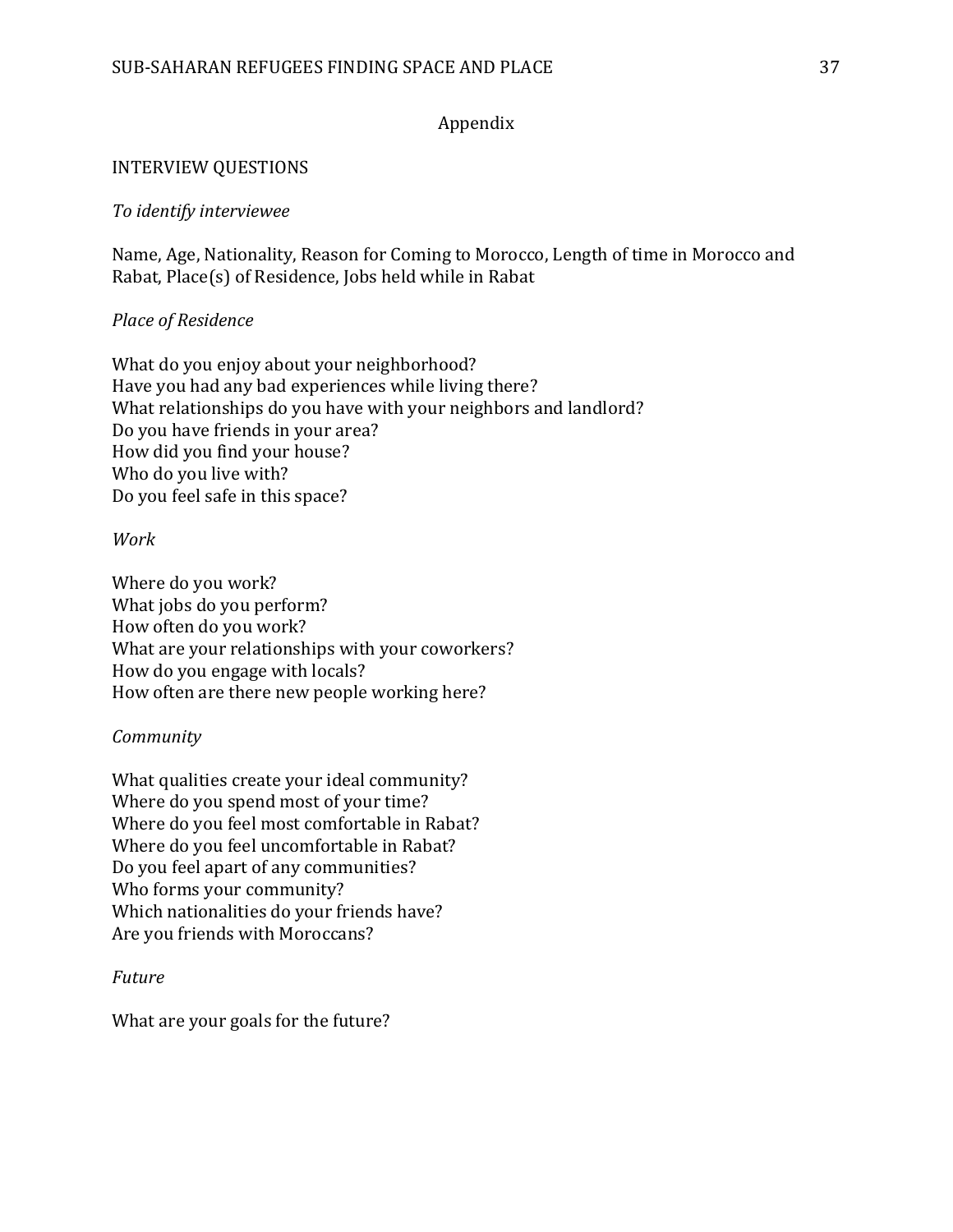# Appendix

## INTERVIEW QUESTIONS

*To identify interviewee*

Name, Age, Nationality, Reason for Coming to Morocco, Length of time in Morocco and Rabat, Place(s) of Residence, Jobs held while in Rabat

*Place of Residence*

What do you enjoy about your neighborhood?
Have you had any bad experiences while living there?
What relationships do you have with your neighbors and landlord?
Do you have friends in your area?
How did you find your house?
Who do you live with?
Do you feel safe in this space?

*Work*

Where do you work?
What jobs do you perform?
How often do you work?
What are your relationships with your coworkers?
How do you engage with locals?
How often are there new people working here?

*Community*

What qualities create your ideal community?
Where do you spend most of your time?
Where do you feel most comfortable in Rabat?
Where do you feel uncomfortable in Rabat?
Do you feel apart of any communities?
Who forms your community?
Which nationalities do your friends have?
Are you friends with Moroccans?

*Future*

What are your goals for the future?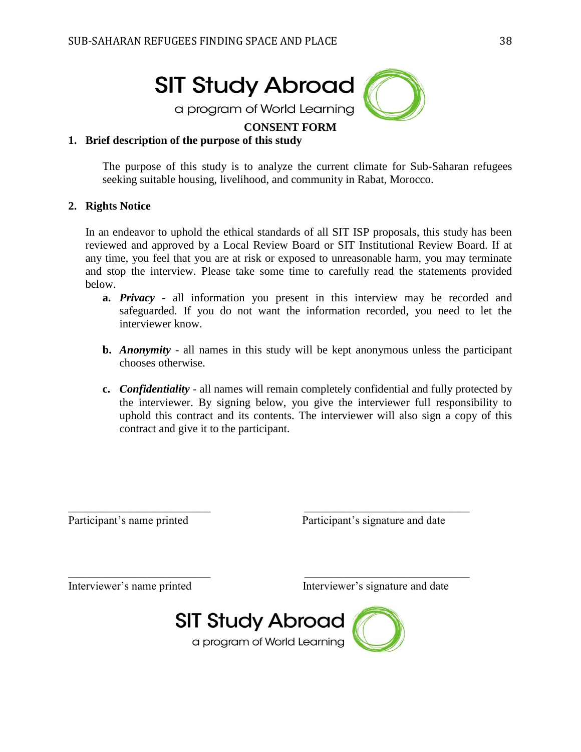SIT Study Abroad

a program of World Learning

**CONSENT FORM**

**1. Brief description of the purpose of this study**

The purpose of this study is to analyze the current climate for Sub-Saharan refugees seeking suitable housing, livelihood, and community in Rabat, Morocco.

**2. Rights Notice**

In an endeavor to uphold the ethical standards of all SIT ISP proposals, this study has been reviewed and approved by a Local Review Board or SIT Institutional Review Board. If at any time, you feel that you are at risk or exposed to unreasonable harm, you may terminate and stop the interview. Please take some time to carefully read the statements provided below.

**a.** ***Privacy*** - all information you present in this interview may be recorded and safeguarded. If you do not want the information recorded, you need to let the interviewer know.

**b.** ***Anonymity*** - all names in this study will be kept anonymous unless the participant chooses otherwise.

**c.** ***Confidentiality*** - all names will remain completely confidential and fully protected by the interviewer. By signing below, you give the interviewer full responsibility to uphold this contract and its contents. The interviewer will also sign a copy of this contract and give it to the participant.

_________________________ _____________________________

Participant's name printed Participant's signature and date

_________________________ _____________________________

Interviewer's name printed Interviewer's signature and date

SIT Study Abroad

a program of World Learning